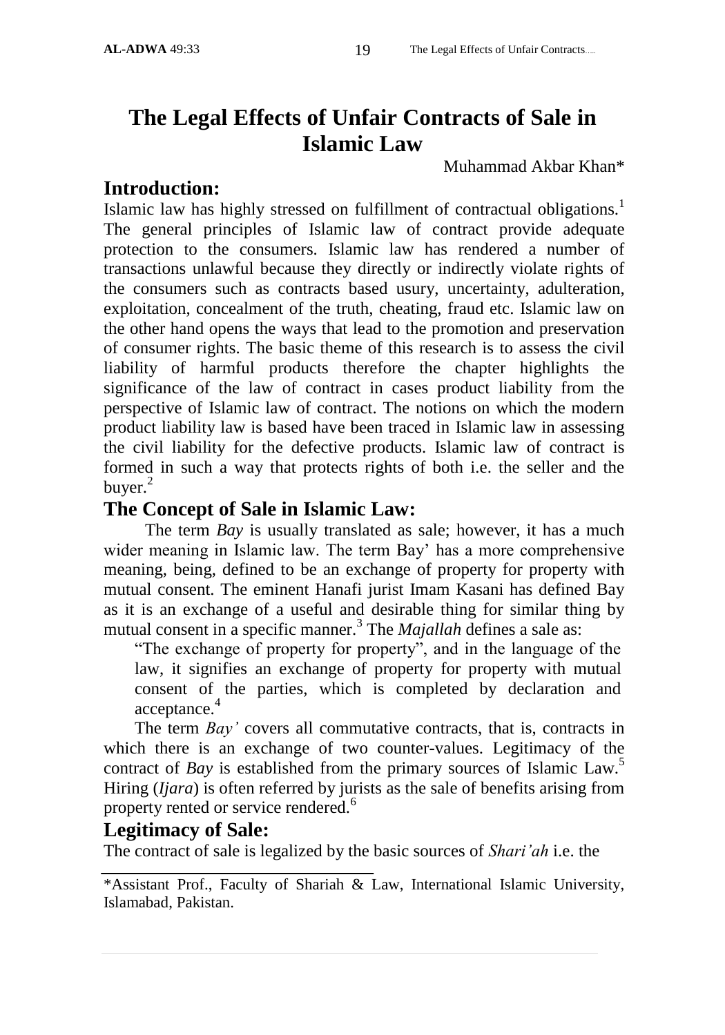# The Legal Effects of Unfair Contracts of Sale in Islamic Law

Muhammad Akbar Khan*

## Introduction:

Islamic law has highly stressed on fulfillment of contractual obligations.[1] The general principles of Islamic law of contract provide adequate protection to the consumers. Islamic law has rendered a number of transactions unlawful because they directly or indirectly violate rights of the consumers such as contracts based usury, uncertainty, adulteration, exploitation, concealment of the truth, cheating, fraud etc. Islamic law on the other hand opens the ways that lead to the promotion and preservation of consumer rights. The basic theme of this research is to assess the civil liability of harmful products therefore the chapter highlights the significance of the law of contract in cases product liability from the perspective of Islamic law of contract. The notions on which the modern product liability law is based have been traced in Islamic law in assessing the civil liability for the defective products. Islamic law of contract is formed in such a way that protects rights of both i.e. the seller and the buyer.[2]

## The Concept of Sale in Islamic Law:

The term *Bay* is usually translated as sale; however, it has a much wider meaning in Islamic law. The term Bay' has a more comprehensive meaning, being, defined to be an exchange of property for property with mutual consent. The eminent Hanafi jurist Imam Kasani has defined Bay as it is an exchange of a useful and desirable thing for similar thing by mutual consent in a specific manner.[3] The *Majallah* defines a sale as:

> "The exchange of property for property", and in the language of the law, it signifies an exchange of property for property with mutual consent of the parties, which is completed by declaration and acceptance.[4]

The term *Bay'* covers all commutative contracts, that is, contracts in which there is an exchange of two counter-values. Legitimacy of the contract of *Bay* is established from the primary sources of Islamic Law.[5] Hiring (*Ijara*) is often referred by jurists as the sale of benefits arising from property rented or service rendered.[6]

## Legitimacy of Sale:

The contract of sale is legalized by the basic sources of *Shari'ah* i.e. the

---

*Assistant Prof., Faculty of Shariah & Law, International Islamic University, Islamabad, Pakistan.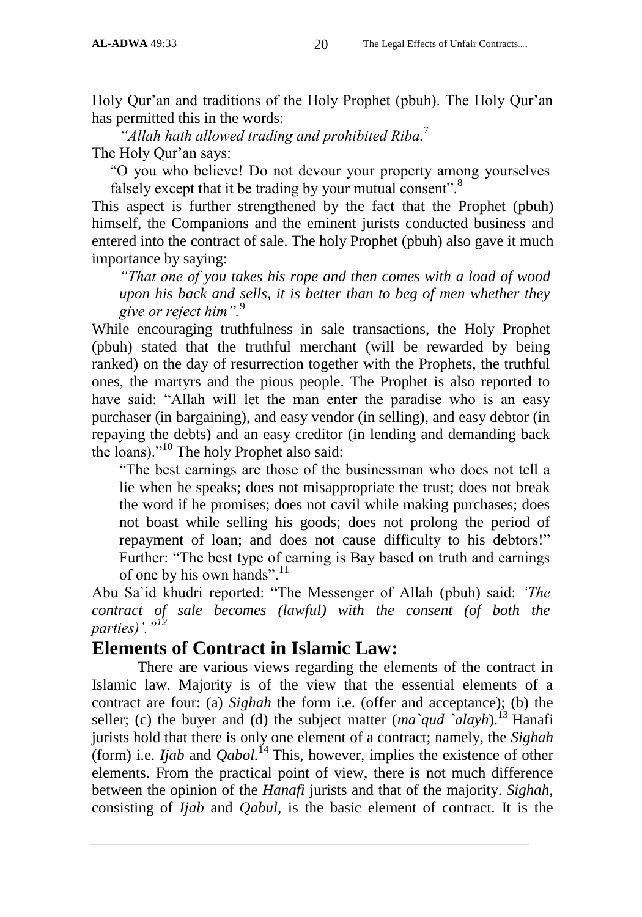Holy Qur'an and traditions of the Holy Prophet (pbuh). The Holy Qur'an has permitted this in the words:

> *"Allah hath allowed trading and prohibited Riba.*[7]

The Holy Qur'an says:

> "O you who believe! Do not devour your property among yourselves falsely except that it be trading by your mutual consent".[8]

This aspect is further strengthened by the fact that the Prophet (pbuh) himself, the Companions and the eminent jurists conducted business and entered into the contract of sale. The holy Prophet (pbuh) also gave it much importance by saying:

> *"That one of you takes his rope and then comes with a load of wood upon his back and sells, it is better than to beg of men whether they give or reject him".*[9]

While encouraging truthfulness in sale transactions, the Holy Prophet (pbuh) stated that the truthful merchant (will be rewarded by being ranked) on the day of resurrection together with the Prophets, the truthful ones, the martyrs and the pious people. The Prophet is also reported to have said: "Allah will let the man enter the paradise who is an easy purchaser (in bargaining), and easy vendor (in selling), and easy debtor (in repaying the debts) and an easy creditor (in lending and demanding back the loans)."[10] The holy Prophet also said:

> "The best earnings are those of the businessman who does not tell a lie when he speaks; does not misappropriate the trust; does not break the word if he promises; does not cavil while making purchases; does not boast while selling his goods; does not prolong the period of repayment of loan; and does not cause difficulty to his debtors!" Further: "The best type of earning is Bay based on truth and earnings of one by his own hands".[11]

Abu Sa`id khudri reported: "The Messenger of Allah (pbuh) said: *'The contract of sale becomes (lawful) with the consent (of both the parties)'."*[12]

## Elements of Contract in Islamic Law:

There are various views regarding the elements of the contract in Islamic law. Majority is of the view that the essential elements of a contract are four: (a) *Sighah* the form i.e. (offer and acceptance); (b) the seller; (c) the buyer and (d) the subject matter (*ma`qud `alayh*).[13] Hanafi jurists hold that there is only one element of a contract; namely, the *Sighah* (form) i.e. *Ijab* and *Qabol.*[14] This, however, implies the existence of other elements. From the practical point of view, there is not much difference between the opinion of the *Hanafi* jurists and that of the majority. *Sighah*, consisting of *Ijab* and *Qabul,* is the basic element of contract. It is the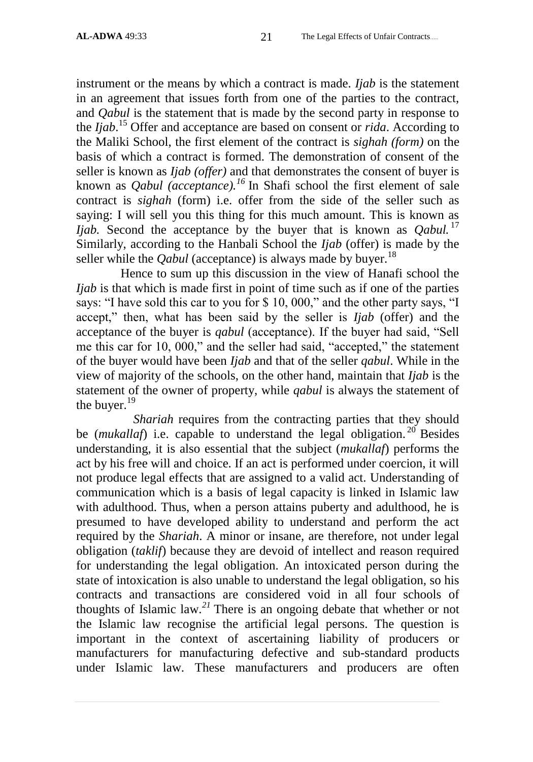instrument or the means by which a contract is made. *Ijab* is the statement in an agreement that issues forth from one of the parties to the contract, and *Qabul* is the statement that is made by the second party in response to the *Ijab*.[15] Offer and acceptance are based on consent or *rida*. According to the Maliki School, the first element of the contract is *sighah (form)* on the basis of which a contract is formed. The demonstration of consent of the seller is known as *Ijab (offer)* and that demonstrates the consent of buyer is known as *Qabul (acceptance).*[16] In Shafi school the first element of sale contract is *sighah* (form) i.e. offer from the side of the seller such as saying: I will sell you this thing for this much amount. This is known as *Ijab.* Second the acceptance by the buyer that is known as *Qabul.*[17] Similarly, according to the Hanbali School the *Ijab* (offer) is made by the seller while the *Qabul* (acceptance) is always made by buyer.[18]

Hence to sum up this discussion in the view of Hanafi school the *Ijab* is that which is made first in point of time such as if one of the parties says: "I have sold this car to you for $ 10, 000," and the other party says, "I accept," then, what has been said by the seller is *Ijab* (offer) and the acceptance of the buyer is *qabul* (acceptance). If the buyer had said, "Sell me this car for 10, 000," and the seller had said, "accepted," the statement of the buyer would have been *Ijab* and that of the seller *qabul*. While in the view of majority of the schools, on the other hand, maintain that *Ijab* is the statement of the owner of property, while *qabul* is always the statement of the buyer.[19]

*Shariah* requires from the contracting parties that they should be (*mukallaf*) i.e. capable to understand the legal obligation.[20] Besides understanding, it is also essential that the subject (*mukallaf*) performs the act by his free will and choice. If an act is performed under coercion, it will not produce legal effects that are assigned to a valid act. Understanding of communication which is a basis of legal capacity is linked in Islamic law with adulthood. Thus, when a person attains puberty and adulthood, he is presumed to have developed ability to understand and perform the act required by the *Shariah*. A minor or insane, are therefore, not under legal obligation (*taklif*) because they are devoid of intellect and reason required for understanding the legal obligation. An intoxicated person during the state of intoxication is also unable to understand the legal obligation, so his contracts and transactions are considered void in all four schools of thoughts of Islamic law.[21] There is an ongoing debate that whether or not the Islamic law recognise the artificial legal persons. The question is important in the context of ascertaining liability of producers or manufacturers for manufacturing defective and sub-standard products under Islamic law. These manufacturers and producers are often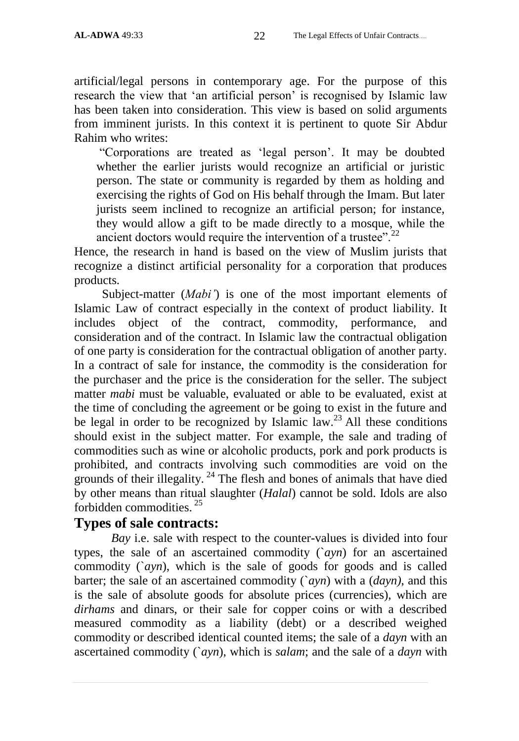artificial/legal persons in contemporary age. For the purpose of this research the view that 'an artificial person' is recognised by Islamic law has been taken into consideration. This view is based on solid arguments from imminent jurists. In this context it is pertinent to quote Sir Abdur Rahim who writes:

> "Corporations are treated as 'legal person'. It may be doubted whether the earlier jurists would recognize an artificial or juristic person. The state or community is regarded by them as holding and exercising the rights of God on His behalf through the Imam. But later jurists seem inclined to recognize an artificial person; for instance, they would allow a gift to be made directly to a mosque, while the ancient doctors would require the intervention of a trustee".[22]

Hence, the research in hand is based on the view of Muslim jurists that recognize a distinct artificial personality for a corporation that produces products.

Subject-matter (*Mabi'*) is one of the most important elements of Islamic Law of contract especially in the context of product liability. It includes object of the contract, commodity, performance, and consideration and of the contract. In Islamic law the contractual obligation of one party is consideration for the contractual obligation of another party. In a contract of sale for instance, the commodity is the consideration for the purchaser and the price is the consideration for the seller. The subject matter *mabi* must be valuable, evaluated or able to be evaluated, exist at the time of concluding the agreement or be going to exist in the future and be legal in order to be recognized by Islamic law.[23] All these conditions should exist in the subject matter. For example, the sale and trading of commodities such as wine or alcoholic products, pork and pork products is prohibited, and contracts involving such commodities are void on the grounds of their illegality.[24] The flesh and bones of animals that have died by other means than ritual slaughter (*Halal*) cannot be sold. Idols are also forbidden commodities.[25]

## Types of sale contracts:

*Bay* i.e. sale with respect to the counter-values is divided into four types, the sale of an ascertained commodity (*`ayn*) for an ascertained commodity (*`ayn*), which is the sale of goods for goods and is called barter; the sale of an ascertained commodity (*`ayn*) with a (*dayn)*, and this is the sale of absolute goods for absolute prices (currencies), which are *dirhams* and dinars, or their sale for copper coins or with a described measured commodity as a liability (debt) or a described weighed commodity or described identical counted items; the sale of a *dayn* with an ascertained commodity (*`ayn*), which is *salam*; and the sale of a *dayn* with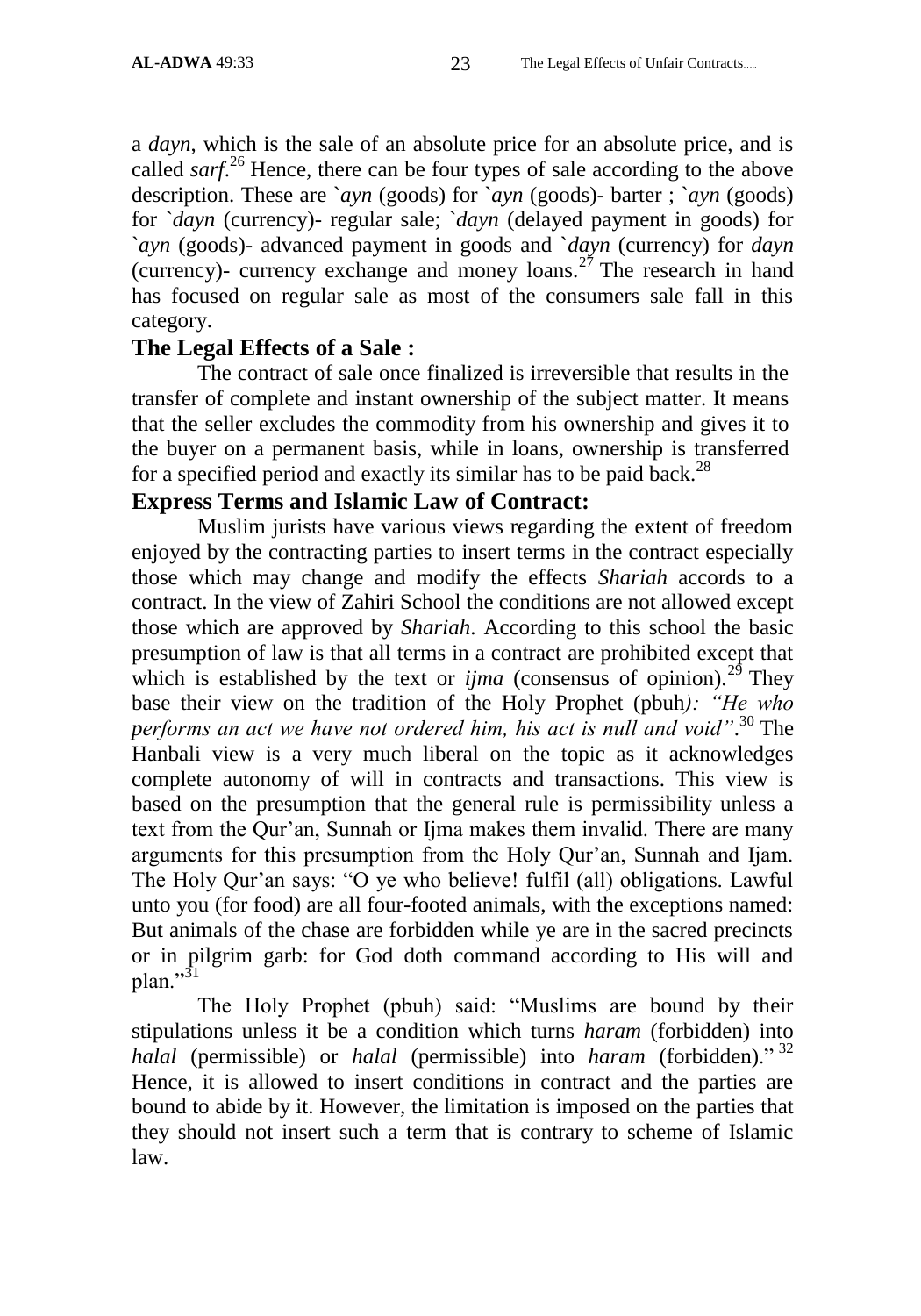a *dayn*, which is the sale of an absolute price for an absolute price, and is called *sarf*.[26] Hence, there can be four types of sale according to the above description. These are `*ayn* (goods) for `*ayn* (goods)- barter ; `*ayn* (goods) for `*dayn* (currency)- regular sale; `*dayn* (delayed payment in goods) for `*ayn* (goods)- advanced payment in goods and `*dayn* (currency) for *dayn* (currency)- currency exchange and money loans.[27] The research in hand has focused on regular sale as most of the consumers sale fall in this category.

## The Legal Effects of a Sale :

The contract of sale once finalized is irreversible that results in the transfer of complete and instant ownership of the subject matter. It means that the seller excludes the commodity from his ownership and gives it to the buyer on a permanent basis, while in loans, ownership is transferred for a specified period and exactly its similar has to be paid back.[28]

## Express Terms and Islamic Law of Contract:

Muslim jurists have various views regarding the extent of freedom enjoyed by the contracting parties to insert terms in the contract especially those which may change and modify the effects *Shariah* accords to a contract. In the view of Zahiri School the conditions are not allowed except those which are approved by *Shariah*. According to this school the basic presumption of law is that all terms in a contract are prohibited except that which is established by the text or *ijma* (consensus of opinion).[29] They base their view on the tradition of the Holy Prophet (pbuh*): "He who performs an act we have not ordered him, his act is null and void"*.[30] The Hanbali view is a very much liberal on the topic as it acknowledges complete autonomy of will in contracts and transactions. This view is based on the presumption that the general rule is permissibility unless a text from the Qur'an, Sunnah or Ijma makes them invalid. There are many arguments for this presumption from the Holy Qur'an, Sunnah and Ijam. The Holy Qur'an says: "O ye who believe! fulfil (all) obligations. Lawful unto you (for food) are all four-footed animals, with the exceptions named: But animals of the chase are forbidden while ye are in the sacred precincts or in pilgrim garb: for God doth command according to His will and plan."[31]

The Holy Prophet (pbuh) said: "Muslims are bound by their stipulations unless it be a condition which turns *haram* (forbidden) into *halal* (permissible) or *halal* (permissible) into *haram* (forbidden)." [32] Hence, it is allowed to insert conditions in contract and the parties are bound to abide by it. However, the limitation is imposed on the parties that they should not insert such a term that is contrary to scheme of Islamic law.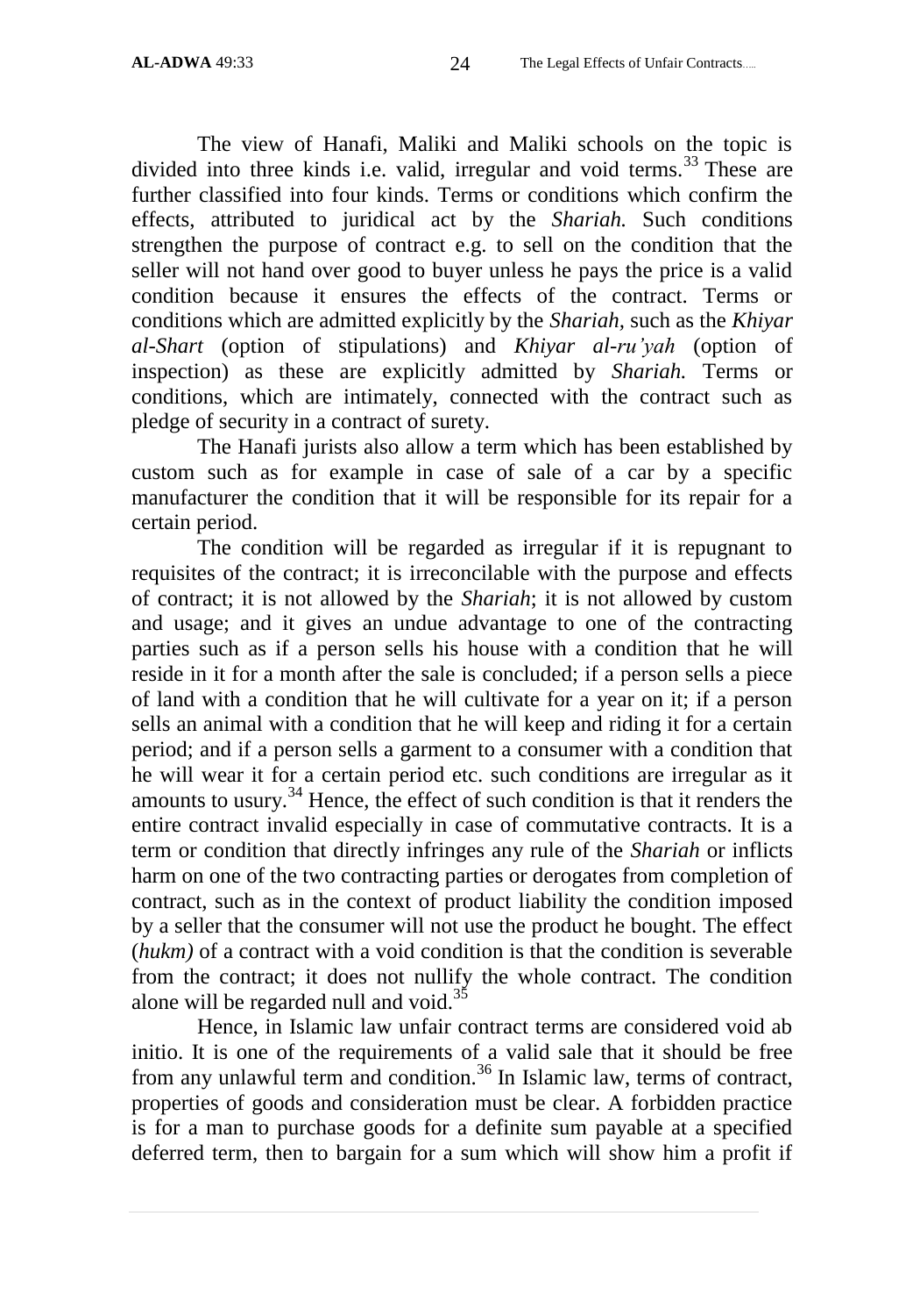The view of Hanafi, Maliki and Maliki schools on the topic is divided into three kinds i.e. valid, irregular and void terms.[33] These are further classified into four kinds. Terms or conditions which confirm the effects, attributed to juridical act by the *Shariah.* Such conditions strengthen the purpose of contract e.g. to sell on the condition that the seller will not hand over good to buyer unless he pays the price is a valid condition because it ensures the effects of the contract. Terms or conditions which are admitted explicitly by the *Shariah*, such as the *Khiyar al-Shart* (option of stipulations) and *Khiyar al-ru'yah* (option of inspection) as these are explicitly admitted by *Shariah.* Terms or conditions, which are intimately, connected with the contract such as pledge of security in a contract of surety.

The Hanafi jurists also allow a term which has been established by custom such as for example in case of sale of a car by a specific manufacturer the condition that it will be responsible for its repair for a certain period.

The condition will be regarded as irregular if it is repugnant to requisites of the contract; it is irreconcilable with the purpose and effects of contract; it is not allowed by the *Shariah*; it is not allowed by custom and usage; and it gives an undue advantage to one of the contracting parties such as if a person sells his house with a condition that he will reside in it for a month after the sale is concluded; if a person sells a piece of land with a condition that he will cultivate for a year on it; if a person sells an animal with a condition that he will keep and riding it for a certain period; and if a person sells a garment to a consumer with a condition that he will wear it for a certain period etc. such conditions are irregular as it amounts to usury.[34] Hence, the effect of such condition is that it renders the entire contract invalid especially in case of commutative contracts. It is a term or condition that directly infringes any rule of the *Shariah* or inflicts harm on one of the two contracting parties or derogates from completion of contract, such as in the context of product liability the condition imposed by a seller that the consumer will not use the product he bought. The effect (*hukm)* of a contract with a void condition is that the condition is severable from the contract; it does not nullify the whole contract. The condition alone will be regarded null and void.[35]

Hence, in Islamic law unfair contract terms are considered void ab initio. It is one of the requirements of a valid sale that it should be free from any unlawful term and condition.[36] In Islamic law, terms of contract, properties of goods and consideration must be clear. A forbidden practice is for a man to purchase goods for a definite sum payable at a specified deferred term, then to bargain for a sum which will show him a profit if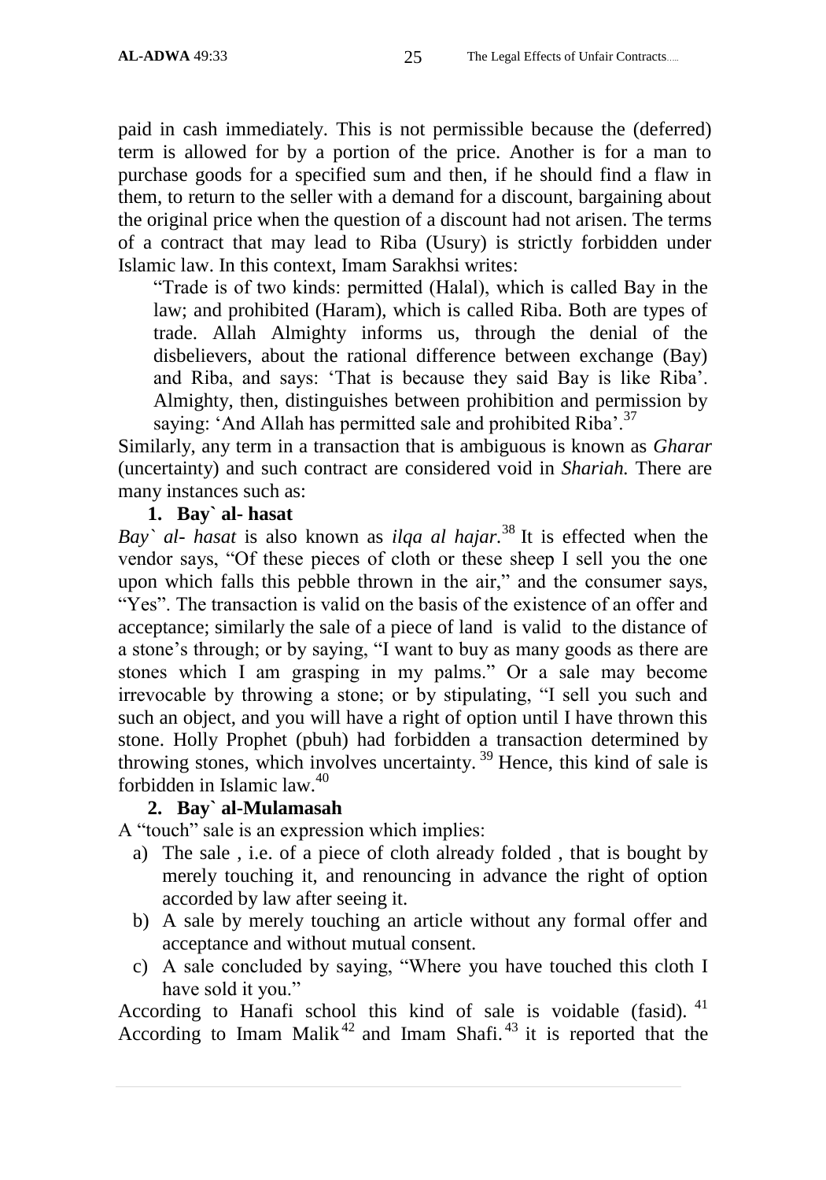paid in cash immediately. This is not permissible because the (deferred) term is allowed for by a portion of the price. Another is for a man to purchase goods for a specified sum and then, if he should find a flaw in them, to return to the seller with a demand for a discount, bargaining about the original price when the question of a discount had not arisen. The terms of a contract that may lead to Riba (Usury) is strictly forbidden under Islamic law. In this context, Imam Sarakhsi writes:

> "Trade is of two kinds: permitted (Halal), which is called Bay in the law; and prohibited (Haram), which is called Riba. Both are types of trade. Allah Almighty informs us, through the denial of the disbelievers, about the rational difference between exchange (Bay) and Riba, and says: 'That is because they said Bay is like Riba'. Almighty, then, distinguishes between prohibition and permission by saying: 'And Allah has permitted sale and prohibited Riba'.[37]

Similarly, any term in a transaction that is ambiguous is known as *Gharar* (uncertainty) and such contract are considered void in *Shariah.* There are many instances such as:

**1. Bay` al- hasat**

*Bay` al- hasat* is also known as *ilqa al hajar.*[38] It is effected when the vendor says, "Of these pieces of cloth or these sheep I sell you the one upon which falls this pebble thrown in the air," and the consumer says, "Yes". The transaction is valid on the basis of the existence of an offer and acceptance; similarly the sale of a piece of land is valid to the distance of a stone's through; or by saying, "I want to buy as many goods as there are stones which I am grasping in my palms." Or a sale may become irrevocable by throwing a stone; or by stipulating, "I sell you such and such an object, and you will have a right of option until I have thrown this stone. Holly Prophet (pbuh) had forbidden a transaction determined by throwing stones, which involves uncertainty.[39] Hence, this kind of sale is forbidden in Islamic law.[40]

**2. Bay` al-Mulamasah**

A "touch" sale is an expression which implies:

a) The sale , i.e. of a piece of cloth already folded , that is bought by merely touching it, and renouncing in advance the right of option accorded by law after seeing it.
b) A sale by merely touching an article without any formal offer and acceptance and without mutual consent.
c) A sale concluded by saying, "Where you have touched this cloth I have sold it you."

According to Hanafi school this kind of sale is voidable (fasid).[41] According to Imam Malik[42] and Imam Shafi.[43] it is reported that the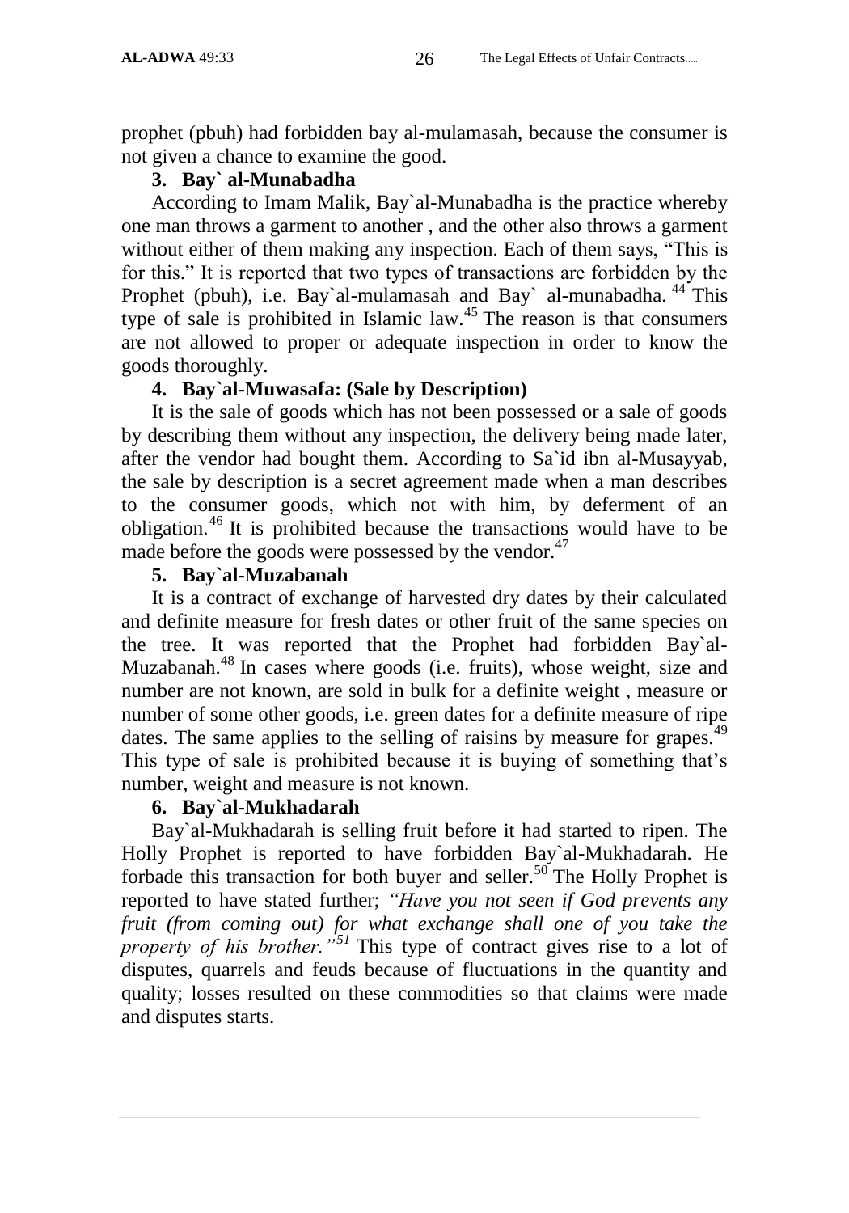prophet (pbuh) had forbidden bay al-mulamasah, because the consumer is not given a chance to examine the good.

### 3. Bay` al-Munabadha

According to Imam Malik, Bay`al-Munabadha is the practice whereby one man throws a garment to another , and the other also throws a garment without either of them making any inspection. Each of them says, "This is for this." It is reported that two types of transactions are forbidden by the Prophet (pbuh), i.e. Bay`al-mulamasah and Bay` al-munabadha.[44] This type of sale is prohibited in Islamic law.[45] The reason is that consumers are not allowed to proper or adequate inspection in order to know the goods thoroughly.

### 4. Bay`al-Muwasafa: (Sale by Description)

It is the sale of goods which has not been possessed or a sale of goods by describing them without any inspection, the delivery being made later, after the vendor had bought them. According to Sa`id ibn al-Musayyab, the sale by description is a secret agreement made when a man describes to the consumer goods, which not with him, by deferment of an obligation.[46] It is prohibited because the transactions would have to be made before the goods were possessed by the vendor.[47]

### 5. Bay`al-Muzabanah

It is a contract of exchange of harvested dry dates by their calculated and definite measure for fresh dates or other fruit of the same species on the tree. It was reported that the Prophet had forbidden Bay`al-Muzabanah.[48] In cases where goods (i.e. fruits), whose weight, size and number are not known, are sold in bulk for a definite weight , measure or number of some other goods, i.e. green dates for a definite measure of ripe dates. The same applies to the selling of raisins by measure for grapes.[49] This type of sale is prohibited because it is buying of something that's number, weight and measure is not known.

### 6. Bay`al-Mukhadarah

Bay`al-Mukhadarah is selling fruit before it had started to ripen. The Holly Prophet is reported to have forbidden Bay`al-Mukhadarah. He forbade this transaction for both buyer and seller.[50] The Holly Prophet is reported to have stated further; *"Have you not seen if God prevents any fruit (from coming out) for what exchange shall one of you take the property of his brother."*[51] This type of contract gives rise to a lot of disputes, quarrels and feuds because of fluctuations in the quantity and quality; losses resulted on these commodities so that claims were made and disputes starts.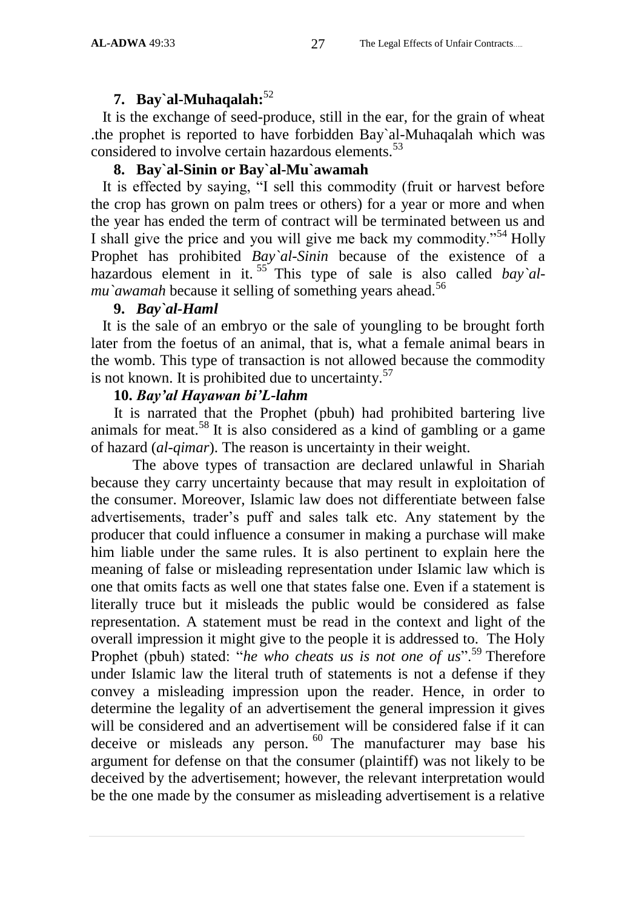### 7. Bay`al-Muhaqalah:[52]

It is the exchange of seed-produce, still in the ear, for the grain of wheat .the prophet is reported to have forbidden Bay`al-Muhaqalah which was considered to involve certain hazardous elements.[53]

### 8. Bay`al-Sinin or Bay`al-Mu`awamah

It is effected by saying, "I sell this commodity (fruit or harvest before the crop has grown on palm trees or others) for a year or more and when the year has ended the term of contract will be terminated between us and I shall give the price and you will give me back my commodity."[54] Holly Prophet has prohibited *Bay`al-Sinin* because of the existence of a hazardous element in it.[55] This type of sale is also called *bay`al-mu`awamah* because it selling of something years ahead.[56]

### 9. *Bay`al-Haml*

It is the sale of an embryo or the sale of youngling to be brought forth later from the foetus of an animal, that is, what a female animal bears in the womb. This type of transaction is not allowed because the commodity is not known. It is prohibited due to uncertainty.[57]

### 10. *Bay'al Hayawan bi'L-lahm*

It is narrated that the Prophet (pbuh) had prohibited bartering live animals for meat.[58] It is also considered as a kind of gambling or a game of hazard (*al-qimar*). The reason is uncertainty in their weight.

The above types of transaction are declared unlawful in Shariah because they carry uncertainty because that may result in exploitation of the consumer. Moreover, Islamic law does not differentiate between false advertisements, trader's puff and sales talk etc. Any statement by the producer that could influence a consumer in making a purchase will make him liable under the same rules. It is also pertinent to explain here the meaning of false or misleading representation under Islamic law which is one that omits facts as well one that states false one. Even if a statement is literally truce but it misleads the public would be considered as false representation. A statement must be read in the context and light of the overall impression it might give to the people it is addressed to. The Holy Prophet (pbuh) stated: "*he who cheats us is not one of us*".[59] Therefore under Islamic law the literal truth of statements is not a defense if they convey a misleading impression upon the reader. Hence, in order to determine the legality of an advertisement the general impression it gives will be considered and an advertisement will be considered false if it can deceive or misleads any person.[60] The manufacturer may base his argument for defense on that the consumer (plaintiff) was not likely to be deceived by the advertisement; however, the relevant interpretation would be the one made by the consumer as misleading advertisement is a relative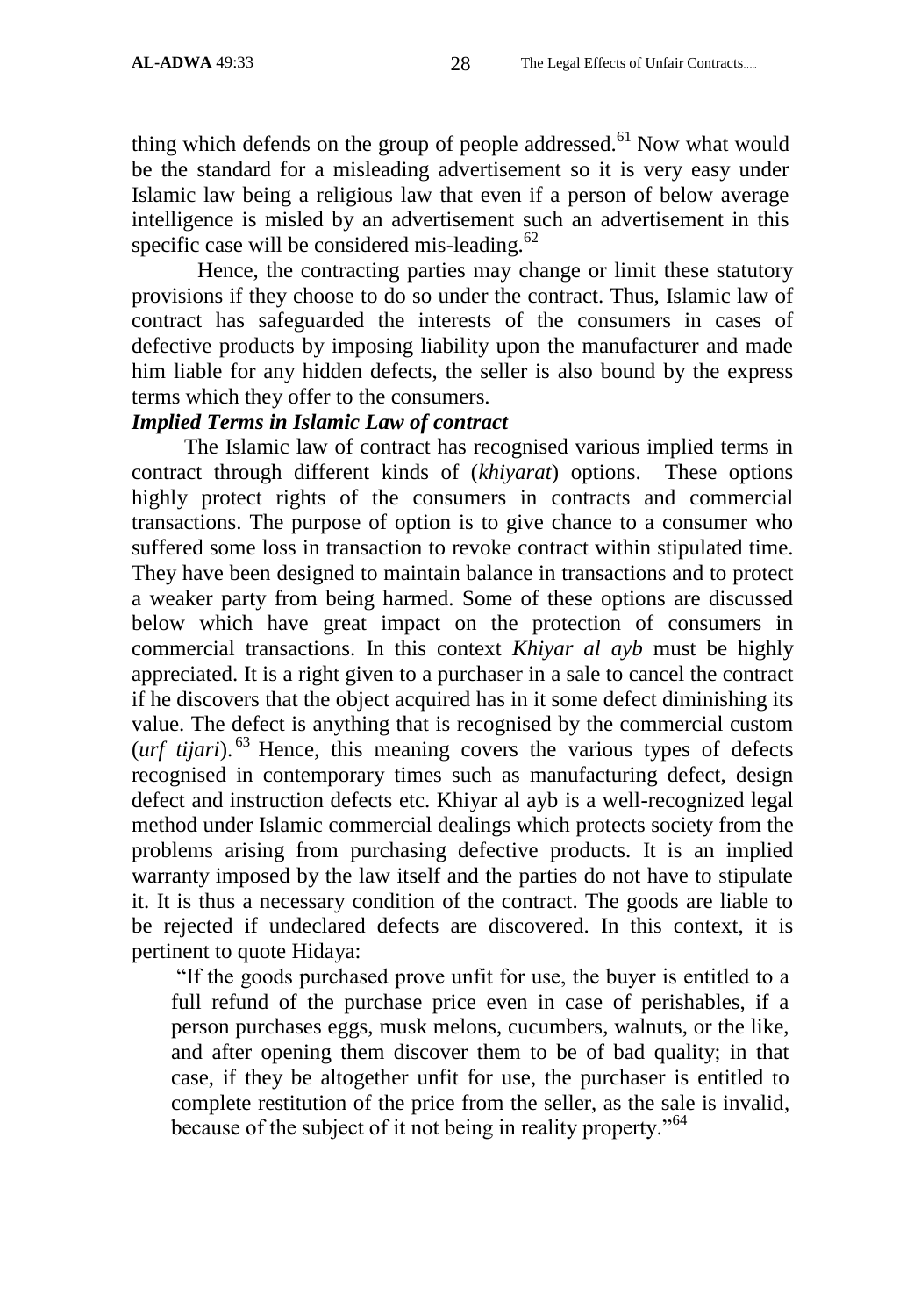thing which defends on the group of people addressed.[61] Now what would be the standard for a misleading advertisement so it is very easy under Islamic law being a religious law that even if a person of below average intelligence is misled by an advertisement such an advertisement in this specific case will be considered mis-leading.[62]

Hence, the contracting parties may change or limit these statutory provisions if they choose to do so under the contract. Thus, Islamic law of contract has safeguarded the interests of the consumers in cases of defective products by imposing liability upon the manufacturer and made him liable for any hidden defects, the seller is also bound by the express terms which they offer to the consumers.

***Implied Terms in Islamic Law of contract***

The Islamic law of contract has recognised various implied terms in contract through different kinds of (*khiyarat*) options. These options highly protect rights of the consumers in contracts and commercial transactions. The purpose of option is to give chance to a consumer who suffered some loss in transaction to revoke contract within stipulated time. They have been designed to maintain balance in transactions and to protect a weaker party from being harmed. Some of these options are discussed below which have great impact on the protection of consumers in commercial transactions. In this context *Khiyar al ayb* must be highly appreciated. It is a right given to a purchaser in a sale to cancel the contract if he discovers that the object acquired has in it some defect diminishing its value. The defect is anything that is recognised by the commercial custom (*urf tijari*).[63] Hence, this meaning covers the various types of defects recognised in contemporary times such as manufacturing defect, design defect and instruction defects etc. Khiyar al ayb is a well-recognized legal method under Islamic commercial dealings which protects society from the problems arising from purchasing defective products. It is an implied warranty imposed by the law itself and the parties do not have to stipulate it. It is thus a necessary condition of the contract. The goods are liable to be rejected if undeclared defects are discovered. In this context, it is pertinent to quote Hidaya:

> "If the goods purchased prove unfit for use, the buyer is entitled to a full refund of the purchase price even in case of perishables, if a person purchases eggs, musk melons, cucumbers, walnuts, or the like, and after opening them discover them to be of bad quality; in that case, if they be altogether unfit for use, the purchaser is entitled to complete restitution of the price from the seller, as the sale is invalid, because of the subject of it not being in reality property."[64]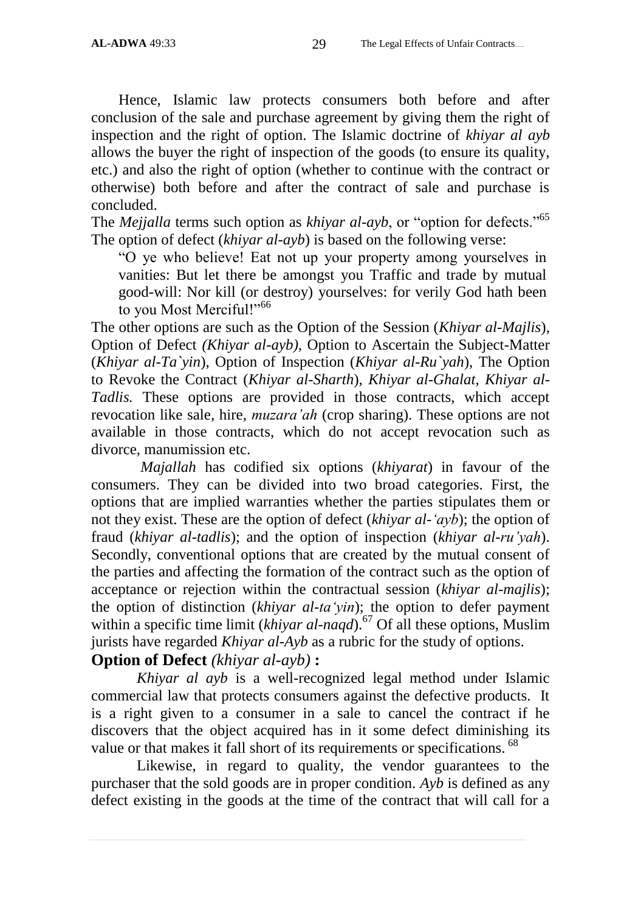Hence, Islamic law protects consumers both before and after conclusion of the sale and purchase agreement by giving them the right of inspection and the right of option. The Islamic doctrine of *khiyar al ayb* allows the buyer the right of inspection of the goods (to ensure its quality, etc.) and also the right of option (whether to continue with the contract or otherwise) both before and after the contract of sale and purchase is concluded.

The *Mejjalla* terms such option as *khiyar al-ayb*, or "option for defects."[65] The option of defect (*khiyar al-ayb*) is based on the following verse:

> "O ye who believe! Eat not up your property among yourselves in vanities: But let there be amongst you Traffic and trade by mutual good-will: Nor kill (or destroy) yourselves: for verily God hath been to you Most Merciful!"[66]

The other options are such as the Option of the Session (*Khiyar al-Majlis*), Option of Defect *(Khiyar al-ayb)*, Option to Ascertain the Subject-Matter (*Khiyar al-Ta`yin*), Option of Inspection (*Khiyar al-Ru`yah*), The Option to Revoke the Contract (*Khiyar al-Sharth*), *Khiyar al-Ghalat*, *Khiyar al-Tadlis.* These options are provided in those contracts, which accept revocation like sale, hire, *muzara'ah* (crop sharing). These options are not available in those contracts, which do not accept revocation such as divorce, manumission etc.

*Majallah* has codified six options (*khiyarat*) in favour of the consumers. They can be divided into two broad categories. First, the options that are implied warranties whether the parties stipulates them or not they exist. These are the option of defect (*khiyar al-'ayb*); the option of fraud (*khiyar al-tadlis*); and the option of inspection (*khiyar al-ru'yah*). Secondly, conventional options that are created by the mutual consent of the parties and affecting the formation of the contract such as the option of acceptance or rejection within the contractual session (*khiyar al-majlis*); the option of distinction (*khiyar al-ta'yin*); the option to defer payment within a specific time limit (*khiyar al-naqd*).[67] Of all these options, Muslim jurists have regarded *Khiyar al-Ayb* as a rubric for the study of options.

**Option of Defect** *(khiyar al-ayb)* **:**

*Khiyar al ayb* is a well-recognized legal method under Islamic commercial law that protects consumers against the defective products. It is a right given to a consumer in a sale to cancel the contract if he discovers that the object acquired has in it some defect diminishing its value or that makes it fall short of its requirements or specifications.[68]

Likewise, in regard to quality, the vendor guarantees to the purchaser that the sold goods are in proper condition. *Ayb* is defined as any defect existing in the goods at the time of the contract that will call for a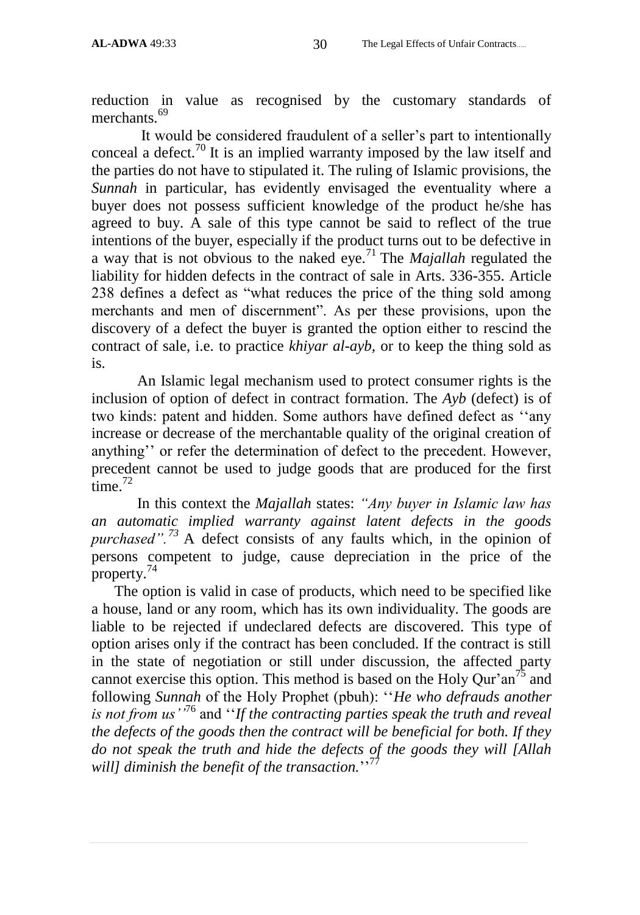reduction in value as recognised by the customary standards of merchants.[69]

It would be considered fraudulent of a seller's part to intentionally conceal a defect.[70] It is an implied warranty imposed by the law itself and the parties do not have to stipulated it. The ruling of Islamic provisions, the *Sunnah* in particular, has evidently envisaged the eventuality where a buyer does not possess sufficient knowledge of the product he/she has agreed to buy. A sale of this type cannot be said to reflect of the true intentions of the buyer, especially if the product turns out to be defective in a way that is not obvious to the naked eye.[71] The *Majallah* regulated the liability for hidden defects in the contract of sale in Arts. 336-355. Article 238 defines a defect as "what reduces the price of the thing sold among merchants and men of discernment". As per these provisions, upon the discovery of a defect the buyer is granted the option either to rescind the contract of sale, i.e. to practice *khiyar al-ayb*, or to keep the thing sold as is.

An Islamic legal mechanism used to protect consumer rights is the inclusion of option of defect in contract formation. The *Ayb* (defect) is of two kinds: patent and hidden. Some authors have defined defect as ''any increase or decrease of the merchantable quality of the original creation of anything'' or refer the determination of defect to the precedent. However, precedent cannot be used to judge goods that are produced for the first time.[72]

In this context the *Majallah* states: *"Any buyer in Islamic law has an automatic implied warranty against latent defects in the goods purchased".*[73] A defect consists of any faults which, in the opinion of persons competent to judge, cause depreciation in the price of the property.[74]

The option is valid in case of products, which need to be specified like a house, land or any room, which has its own individuality. The goods are liable to be rejected if undeclared defects are discovered. This type of option arises only if the contract has been concluded. If the contract is still in the state of negotiation or still under discussion, the affected party cannot exercise this option. This method is based on the Holy Qur'an[75] and following *Sunnah* of the Holy Prophet (pbuh): ''*He who defrauds another is not from us''*[76] and ''*If the contracting parties speak the truth and reveal the defects of the goods then the contract will be beneficial for both. If they do not speak the truth and hide the defects of the goods they will [Allah will] diminish the benefit of the transaction.*''[77]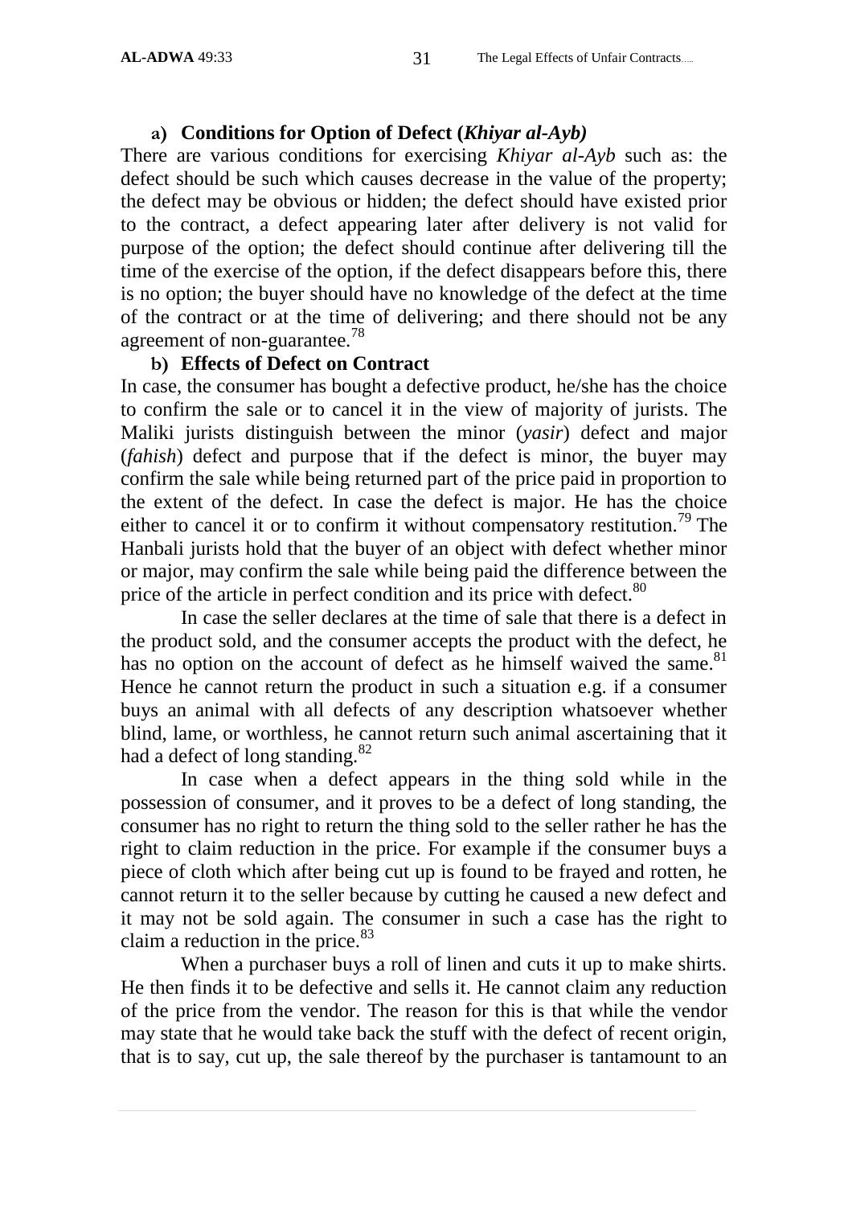**a) Conditions for Option of Defect (*Khiyar al-Ayb)***

There are various conditions for exercising *Khiyar al-Ayb* such as: the defect should be such which causes decrease in the value of the property; the defect may be obvious or hidden; the defect should have existed prior to the contract, a defect appearing later after delivery is not valid for purpose of the option; the defect should continue after delivering till the time of the exercise of the option, if the defect disappears before this, there is no option; the buyer should have no knowledge of the defect at the time of the contract or at the time of delivering; and there should not be any agreement of non-guarantee.[78]

**b) Effects of Defect on Contract**

In case, the consumer has bought a defective product, he/she has the choice to confirm the sale or to cancel it in the view of majority of jurists. The Maliki jurists distinguish between the minor (*yasir*) defect and major (*fahish*) defect and purpose that if the defect is minor, the buyer may confirm the sale while being returned part of the price paid in proportion to the extent of the defect. In case the defect is major. He has the choice either to cancel it or to confirm it without compensatory restitution.[79] The Hanbali jurists hold that the buyer of an object with defect whether minor or major, may confirm the sale while being paid the difference between the price of the article in perfect condition and its price with defect.[80]

In case the seller declares at the time of sale that there is a defect in the product sold, and the consumer accepts the product with the defect, he has no option on the account of defect as he himself waived the same.[81] Hence he cannot return the product in such a situation e.g. if a consumer buys an animal with all defects of any description whatsoever whether blind, lame, or worthless, he cannot return such animal ascertaining that it had a defect of long standing.[82]

In case when a defect appears in the thing sold while in the possession of consumer, and it proves to be a defect of long standing, the consumer has no right to return the thing sold to the seller rather he has the right to claim reduction in the price. For example if the consumer buys a piece of cloth which after being cut up is found to be frayed and rotten, he cannot return it to the seller because by cutting he caused a new defect and it may not be sold again. The consumer in such a case has the right to claim a reduction in the price.[83]

When a purchaser buys a roll of linen and cuts it up to make shirts. He then finds it to be defective and sells it. He cannot claim any reduction of the price from the vendor. The reason for this is that while the vendor may state that he would take back the stuff with the defect of recent origin, that is to say, cut up, the sale thereof by the purchaser is tantamount to an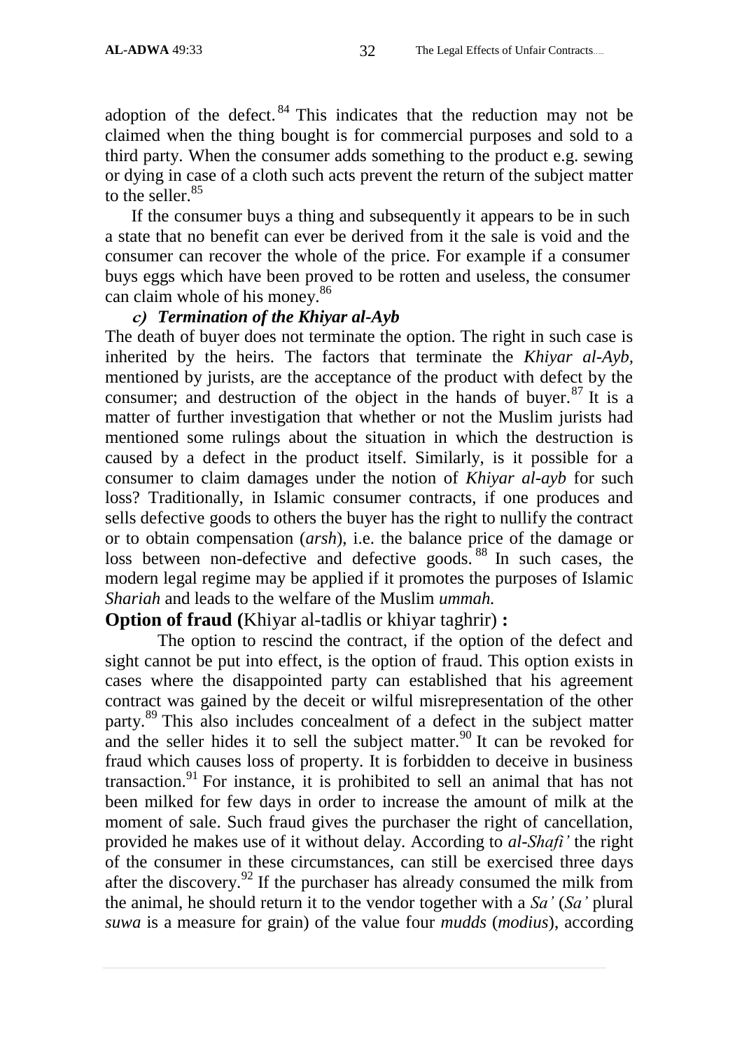adoption of the defect.[84] This indicates that the reduction may not be claimed when the thing bought is for commercial purposes and sold to a third party. When the consumer adds something to the product e.g. sewing or dying in case of a cloth such acts prevent the return of the subject matter to the seller.[85]

If the consumer buys a thing and subsequently it appears to be in such a state that no benefit can ever be derived from it the sale is void and the consumer can recover the whole of the price. For example if a consumer buys eggs which have been proved to be rotten and useless, the consumer can claim whole of his money.[86]

### *c) Termination of the Khiyar al-Ayb*

The death of buyer does not terminate the option. The right in such case is inherited by the heirs. The factors that terminate the *Khiyar al-Ayb*, mentioned by jurists, are the acceptance of the product with defect by the consumer; and destruction of the object in the hands of buyer.[87] It is a matter of further investigation that whether or not the Muslim jurists had mentioned some rulings about the situation in which the destruction is caused by a defect in the product itself. Similarly, is it possible for a consumer to claim damages under the notion of *Khiyar al-ayb* for such loss? Traditionally, in Islamic consumer contracts, if one produces and sells defective goods to others the buyer has the right to nullify the contract or to obtain compensation (*arsh*), i.e. the balance price of the damage or loss between non-defective and defective goods.[88] In such cases, the modern legal regime may be applied if it promotes the purposes of Islamic *Shariah* and leads to the welfare of the Muslim *ummah.*

## **Option of fraud (**Khiyar al-tadlis or khiyar taghrir**) :**

The option to rescind the contract, if the option of the defect and sight cannot be put into effect, is the option of fraud. This option exists in cases where the disappointed party can established that his agreement contract was gained by the deceit or wilful misrepresentation of the other party.[89] This also includes concealment of a defect in the subject matter and the seller hides it to sell the subject matter.[90] It can be revoked for fraud which causes loss of property. It is forbidden to deceive in business transaction.[91] For instance, it is prohibited to sell an animal that has not been milked for few days in order to increase the amount of milk at the moment of sale. Such fraud gives the purchaser the right of cancellation, provided he makes use of it without delay. According to *al-Shafi'* the right of the consumer in these circumstances, can still be exercised three days after the discovery.[92] If the purchaser has already consumed the milk from the animal, he should return it to the vendor together with a *Sa'* (*Sa'* plural *suwa* is a measure for grain) of the value four *mudds* (*modius*), according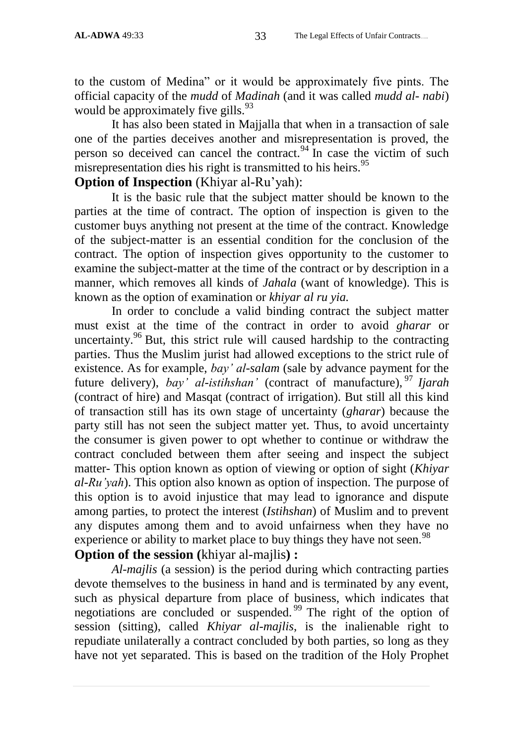to the custom of Medina" or it would be approximately five pints. The official capacity of the *mudd* of *Madinah* (and it was called *mudd al- nabi*) would be approximately five gills.[93]

It has also been stated in Majjalla that when in a transaction of sale one of the parties deceives another and misrepresentation is proved, the person so deceived can cancel the contract.[94] In case the victim of such misrepresentation dies his right is transmitted to his heirs.[95]

**Option of Inspection** (Khiyar al-Ru'yah):

It is the basic rule that the subject matter should be known to the parties at the time of contract. The option of inspection is given to the customer buys anything not present at the time of the contract. Knowledge of the subject-matter is an essential condition for the conclusion of the contract. The option of inspection gives opportunity to the customer to examine the subject-matter at the time of the contract or by description in a manner, which removes all kinds of *Jahala* (want of knowledge). This is known as the option of examination or *khiyar al ru yia.*

In order to conclude a valid binding contract the subject matter must exist at the time of the contract in order to avoid *gharar* or uncertainty.[96] But, this strict rule will caused hardship to the contracting parties. Thus the Muslim jurist had allowed exceptions to the strict rule of existence. As for example, *bay' al-salam* (sale by advance payment for the future delivery), *bay' al-istihshan'* (contract of manufacture),[97] *Ijarah* (contract of hire) and Masqat (contract of irrigation). But still all this kind of transaction still has its own stage of uncertainty (*gharar*) because the party still has not seen the subject matter yet. Thus, to avoid uncertainty the consumer is given power to opt whether to continue or withdraw the contract concluded between them after seeing and inspect the subject matter- This option known as option of viewing or option of sight (*Khiyar al-Ru'yah*). This option also known as option of inspection. The purpose of this option is to avoid injustice that may lead to ignorance and dispute among parties, to protect the interest (*Istihshan*) of Muslim and to prevent any disputes among them and to avoid unfairness when they have no experience or ability to market place to buy things they have not seen.[98]

**Option of the session (**khiyar al-majlis**) :**

*Al-majlis* (a session) is the period during which contracting parties devote themselves to the business in hand and is terminated by any event, such as physical departure from place of business, which indicates that negotiations are concluded or suspended.[99] The right of the option of session (sitting), called *Khiyar al-majlis*, is the inalienable right to repudiate unilaterally a contract concluded by both parties, so long as they have not yet separated. This is based on the tradition of the Holy Prophet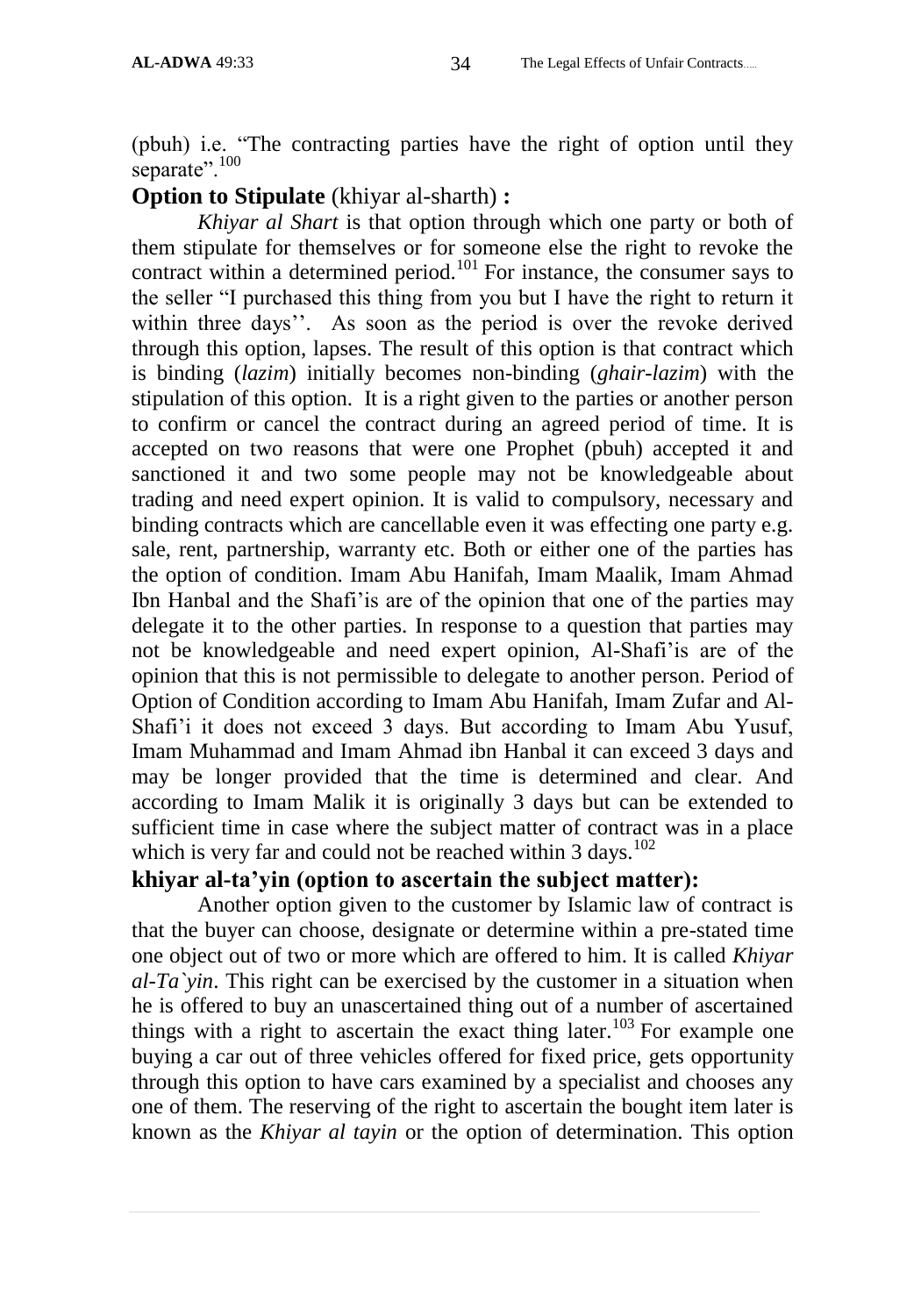(pbuh) i.e. "The contracting parties have the right of option until they separate".[100]

**Option to Stipulate** (khiyar al-sharth) **:**

*Khiyar al Shart* is that option through which one party or both of them stipulate for themselves or for someone else the right to revoke the contract within a determined period.[101] For instance, the consumer says to the seller "I purchased this thing from you but I have the right to return it within three days''. As soon as the period is over the revoke derived through this option, lapses. The result of this option is that contract which is binding (*lazim*) initially becomes non-binding (*ghair-lazim*) with the stipulation of this option. It is a right given to the parties or another person to confirm or cancel the contract during an agreed period of time. It is accepted on two reasons that were one Prophet (pbuh) accepted it and sanctioned it and two some people may not be knowledgeable about trading and need expert opinion. It is valid to compulsory, necessary and binding contracts which are cancellable even it was effecting one party e.g. sale, rent, partnership, warranty etc. Both or either one of the parties has the option of condition. Imam Abu Hanifah, Imam Maalik, Imam Ahmad Ibn Hanbal and the Shafi'is are of the opinion that one of the parties may delegate it to the other parties. In response to a question that parties may not be knowledgeable and need expert opinion, Al-Shafi'is are of the opinion that this is not permissible to delegate to another person. Period of Option of Condition according to Imam Abu Hanifah, Imam Zufar and Al-Shafi'i it does not exceed 3 days. But according to Imam Abu Yusuf, Imam Muhammad and Imam Ahmad ibn Hanbal it can exceed 3 days and may be longer provided that the time is determined and clear. And according to Imam Malik it is originally 3 days but can be extended to sufficient time in case where the subject matter of contract was in a place which is very far and could not be reached within 3 days.[102]

**khiyar al-ta'yin (option to ascertain the subject matter):**

Another option given to the customer by Islamic law of contract is that the buyer can choose, designate or determine within a pre-stated time one object out of two or more which are offered to him. It is called *Khiyar al-Ta`yin*. This right can be exercised by the customer in a situation when he is offered to buy an unascertained thing out of a number of ascertained things with a right to ascertain the exact thing later.[103] For example one buying a car out of three vehicles offered for fixed price, gets opportunity through this option to have cars examined by a specialist and chooses any one of them. The reserving of the right to ascertain the bought item later is known as the *Khiyar al tayin* or the option of determination. This option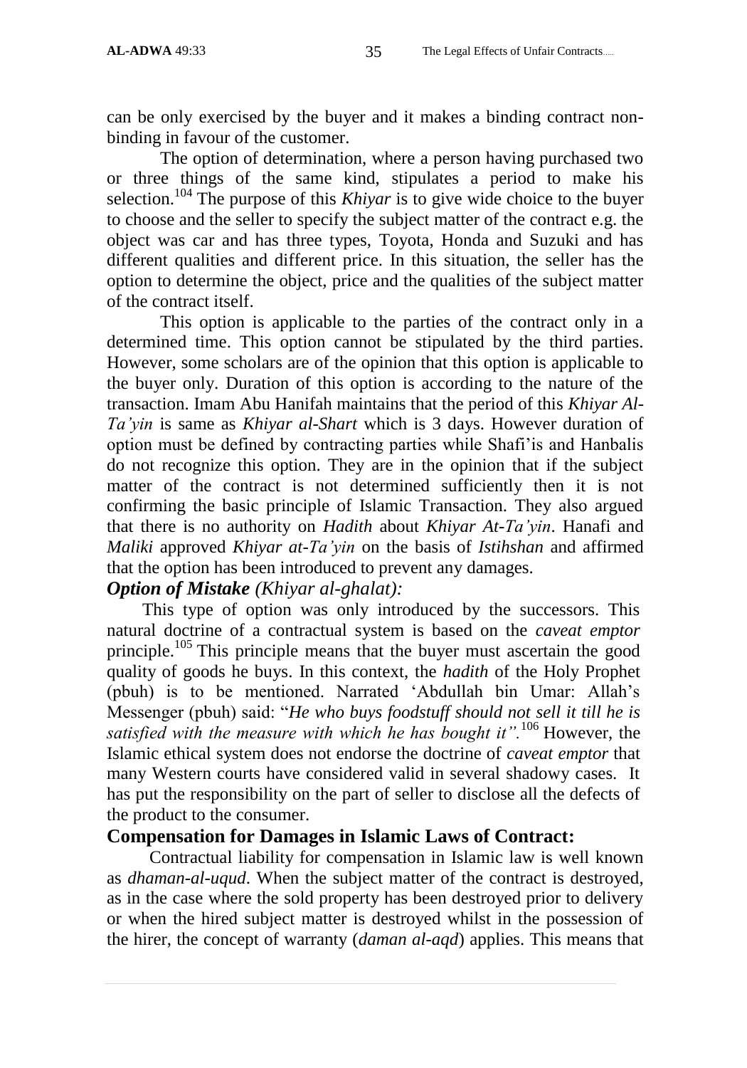can be only exercised by the buyer and it makes a binding contract non-binding in favour of the customer.

The option of determination, where a person having purchased two or three things of the same kind, stipulates a period to make his selection.[104] The purpose of this *Khiyar* is to give wide choice to the buyer to choose and the seller to specify the subject matter of the contract e.g. the object was car and has three types, Toyota, Honda and Suzuki and has different qualities and different price. In this situation, the seller has the option to determine the object, price and the qualities of the subject matter of the contract itself.

This option is applicable to the parties of the contract only in a determined time. This option cannot be stipulated by the third parties. However, some scholars are of the opinion that this option is applicable to the buyer only. Duration of this option is according to the nature of the transaction. Imam Abu Hanifah maintains that the period of this *Khiyar Al-Ta'yin* is same as *Khiyar al-Shart* which is 3 days. However duration of option must be defined by contracting parties while Shafi'is and Hanbalis do not recognize this option. They are in the opinion that if the subject matter of the contract is not determined sufficiently then it is not confirming the basic principle of Islamic Transaction. They also argued that there is no authority on *Hadith* about *Khiyar At-Ta'yin*. Hanafi and *Maliki* approved *Khiyar at-Ta'yin* on the basis of *Istihshan* and affirmed that the option has been introduced to prevent any damages.

***Option of Mistake** (Khiyar al-ghalat):*

This type of option was only introduced by the successors. This natural doctrine of a contractual system is based on the *caveat emptor* principle.[105] This principle means that the buyer must ascertain the good quality of goods he buys. In this context, the *hadith* of the Holy Prophet (pbuh) is to be mentioned. Narrated 'Abdullah bin Umar: Allah's Messenger (pbuh) said: "*He who buys foodstuff should not sell it till he is satisfied with the measure with which he has bought it"*.[106] However, the Islamic ethical system does not endorse the doctrine of *caveat emptor* that many Western courts have considered valid in several shadowy cases. It has put the responsibility on the part of seller to disclose all the defects of the product to the consumer.

**Compensation for Damages in Islamic Laws of Contract:**

Contractual liability for compensation in Islamic law is well known as *dhaman-al-uqud*. When the subject matter of the contract is destroyed, as in the case where the sold property has been destroyed prior to delivery or when the hired subject matter is destroyed whilst in the possession of the hirer, the concept of warranty (*daman al-aqd*) applies. This means that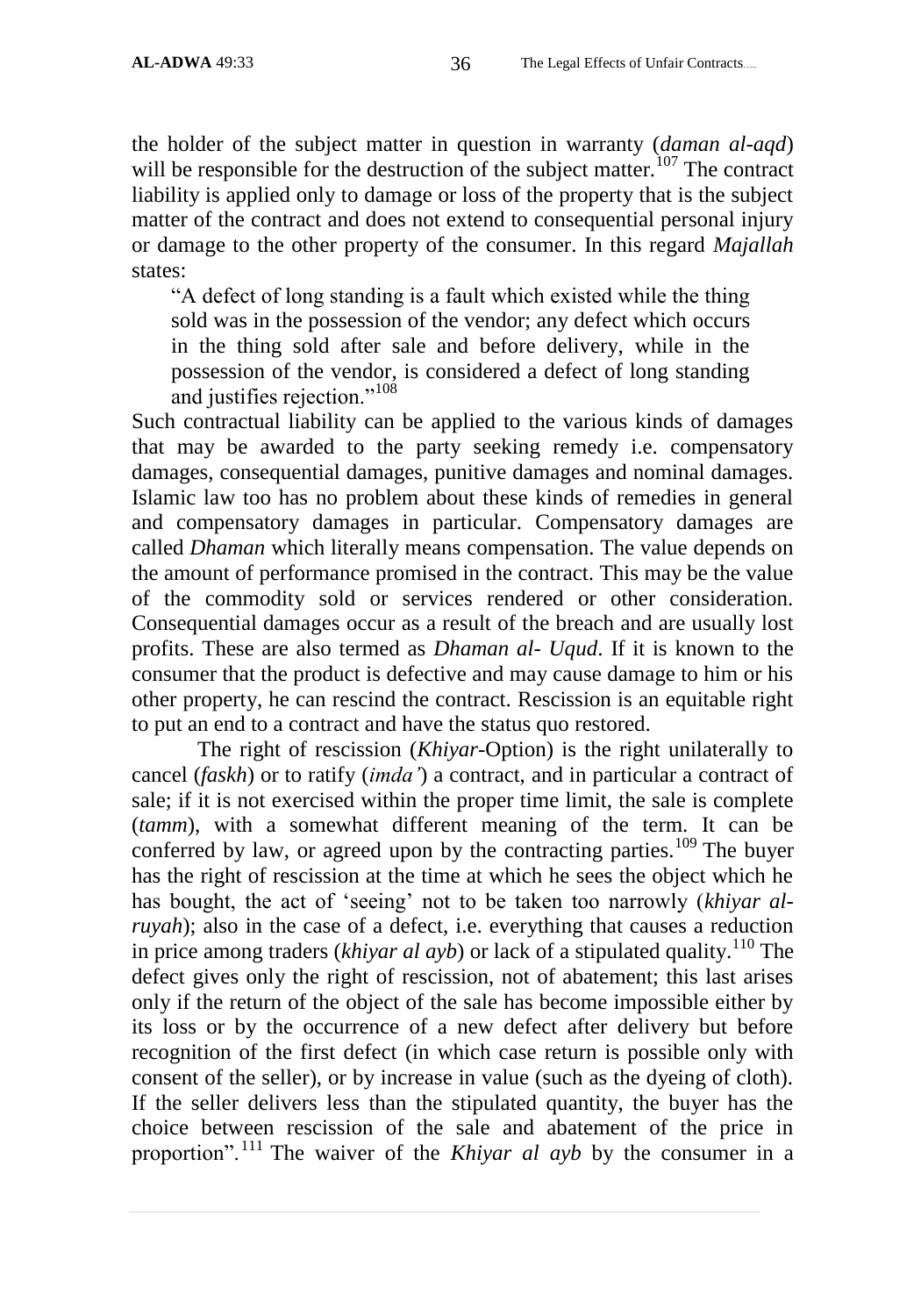the holder of the subject matter in question in warranty (*daman al-aqd*) will be responsible for the destruction of the subject matter.[107] The contract liability is applied only to damage or loss of the property that is the subject matter of the contract and does not extend to consequential personal injury or damage to the other property of the consumer. In this regard *Majallah* states:

> "A defect of long standing is a fault which existed while the thing sold was in the possession of the vendor; any defect which occurs in the thing sold after sale and before delivery, while in the possession of the vendor, is considered a defect of long standing and justifies rejection."[108]

Such contractual liability can be applied to the various kinds of damages that may be awarded to the party seeking remedy i.e. compensatory damages, consequential damages, punitive damages and nominal damages. Islamic law too has no problem about these kinds of remedies in general and compensatory damages in particular. Compensatory damages are called *Dhaman* which literally means compensation. The value depends on the amount of performance promised in the contract. This may be the value of the commodity sold or services rendered or other consideration. Consequential damages occur as a result of the breach and are usually lost profits. These are also termed as *Dhaman al- Uqud*. If it is known to the consumer that the product is defective and may cause damage to him or his other property, he can rescind the contract. Rescission is an equitable right to put an end to a contract and have the status quo restored.

The right of rescission (*Khiyar*-Option) is the right unilaterally to cancel (*faskh*) or to ratify (*imda'*) a contract, and in particular a contract of sale; if it is not exercised within the proper time limit, the sale is complete (*tamm*), with a somewhat different meaning of the term. It can be conferred by law, or agreed upon by the contracting parties.[109] The buyer has the right of rescission at the time at which he sees the object which he has bought, the act of 'seeing' not to be taken too narrowly (*khiyar al-ruyah*); also in the case of a defect, i.e. everything that causes a reduction in price among traders (*khiyar al ayb*) or lack of a stipulated quality.[110] The defect gives only the right of rescission, not of abatement; this last arises only if the return of the object of the sale has become impossible either by its loss or by the occurrence of a new defect after delivery but before recognition of the first defect (in which case return is possible only with consent of the seller), or by increase in value (such as the dyeing of cloth). If the seller delivers less than the stipulated quantity, the buyer has the choice between rescission of the sale and abatement of the price in proportion".[111] The waiver of the *Khiyar al ayb* by the consumer in a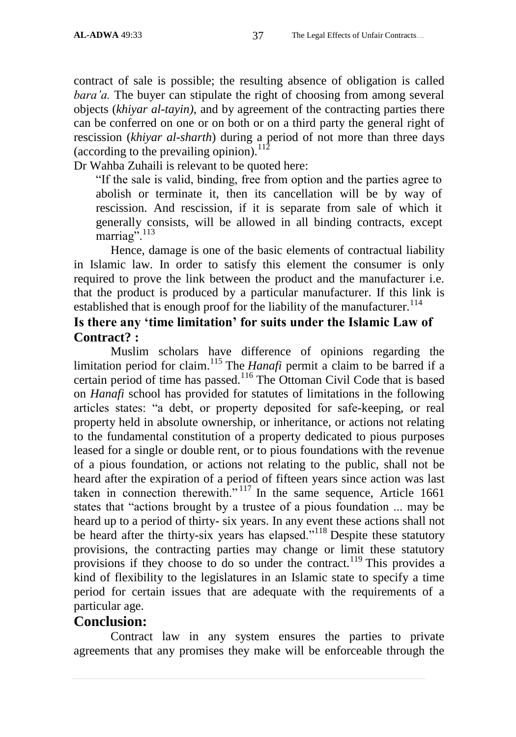contract of sale is possible; the resulting absence of obligation is called *bara'a.* The buyer can stipulate the right of choosing from among several objects (*khiyar al-tayin)*, and by agreement of the contracting parties there can be conferred on one or on both or on a third party the general right of rescission (*khiyar al-sharth*) during a period of not more than three days (according to the prevailing opinion).[112]

Dr Wahba Zuhaili is relevant to be quoted here:

> "If the sale is valid, binding, free from option and the parties agree to abolish or terminate it, then its cancellation will be by way of rescission. And rescission, if it is separate from sale of which it generally consists, will be allowed in all binding contracts, except marriag".[113]

Hence, damage is one of the basic elements of contractual liability in Islamic law. In order to satisfy this element the consumer is only required to prove the link between the product and the manufacturer i.e. that the product is produced by a particular manufacturer. If this link is established that is enough proof for the liability of the manufacturer.[114]

## Is there any 'time limitation' for suits under the Islamic Law of Contract? :

Muslim scholars have difference of opinions regarding the limitation period for claim.[115] The *Hanafi* permit a claim to be barred if a certain period of time has passed.[116] The Ottoman Civil Code that is based on *Hanafi* school has provided for statutes of limitations in the following articles states: "a debt, or property deposited for safe-keeping, or real property held in absolute ownership, or inheritance, or actions not relating to the fundamental constitution of a property dedicated to pious purposes leased for a single or double rent, or to pious foundations with the revenue of a pious foundation, or actions not relating to the public, shall not be heard after the expiration of a period of fifteen years since action was last taken in connection therewith."[117] In the same sequence, Article 1661 states that "actions brought by a trustee of a pious foundation ... may be heard up to a period of thirty- six years. In any event these actions shall not be heard after the thirty-six years has elapsed."[118] Despite these statutory provisions, the contracting parties may change or limit these statutory provisions if they choose to do so under the contract.[119] This provides a kind of flexibility to the legislatures in an Islamic state to specify a time period for certain issues that are adequate with the requirements of a particular age.

## Conclusion:

Contract law in any system ensures the parties to private agreements that any promises they make will be enforceable through the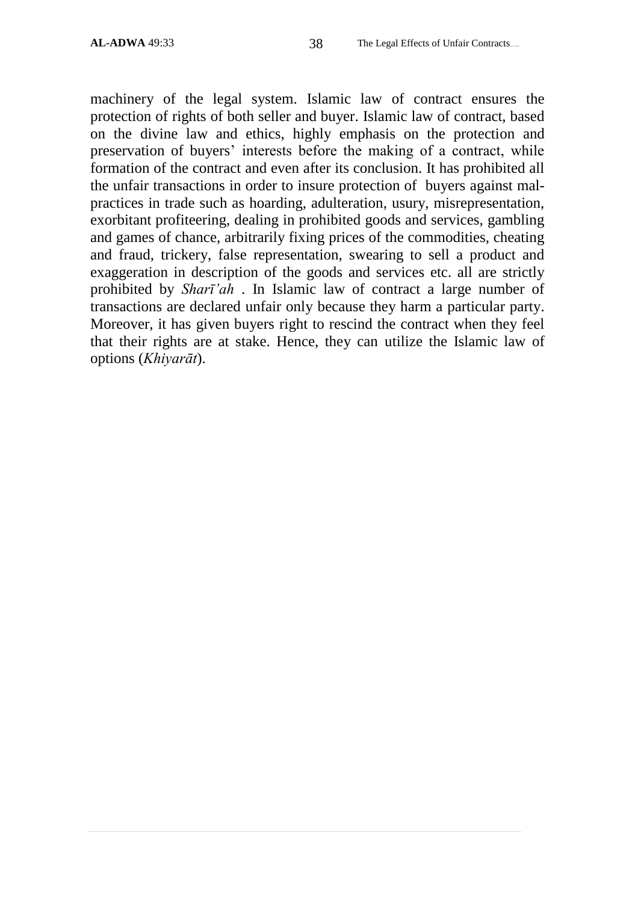machinery of the legal system. Islamic law of contract ensures the protection of rights of both seller and buyer. Islamic law of contract, based on the divine law and ethics, highly emphasis on the protection and preservation of buyers' interests before the making of a contract, while formation of the contract and even after its conclusion. It has prohibited all the unfair transactions in order to insure protection of buyers against mal-practices in trade such as hoarding, adulteration, usury, misrepresentation, exorbitant profiteering, dealing in prohibited goods and services, gambling and games of chance, arbitrarily fixing prices of the commodities, cheating and fraud, trickery, false representation, swearing to sell a product and exaggeration in description of the goods and services etc. all are strictly prohibited by *Sharī'ah* . In Islamic law of contract a large number of transactions are declared unfair only because they harm a particular party. Moreover, it has given buyers right to rescind the contract when they feel that their rights are at stake. Hence, they can utilize the Islamic law of options (*Khiyarāt*).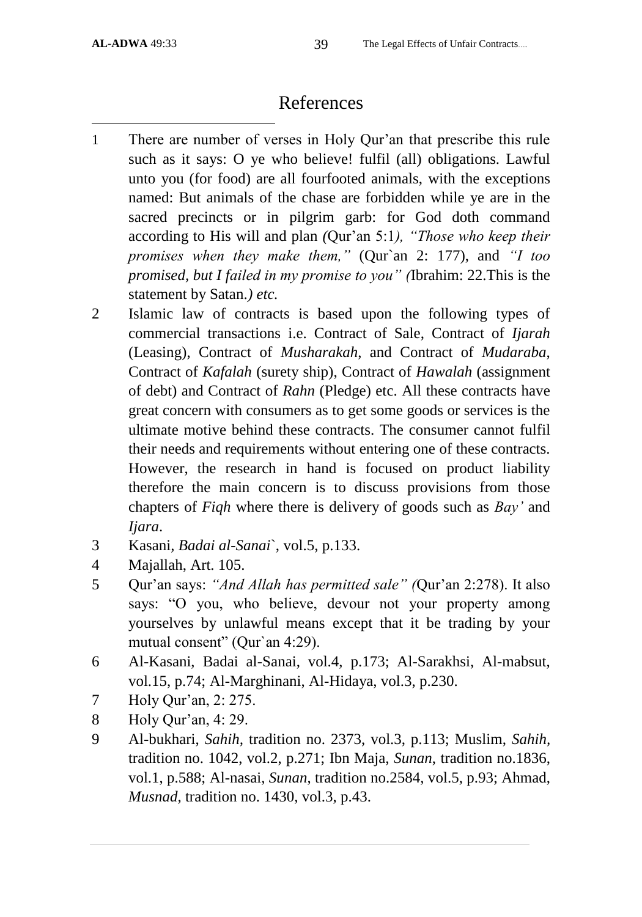# References

1. There are number of verses in Holy Qur'an that prescribe this rule such as it says: O ye who believe! fulfil (all) obligations. Lawful unto you (for food) are all fourfooted animals, with the exceptions named: But animals of the chase are forbidden while ye are in the sacred precincts or in pilgrim garb: for God doth command according to His will and plan *(*Qur'an 5:1*), "Those who keep their promises when they make them,"* (Qur`an 2: 177), and *"I too promised, but I failed in my promise to you" (*Ibrahim: 22.This is the statement by Satan.*) etc.*
2. Islamic law of contracts is based upon the following types of commercial transactions i.e. Contract of Sale, Contract of *Ijarah* (Leasing), Contract of *Musharakah,* and Contract of *Mudaraba*, Contract of *Kafalah* (surety ship), Contract of *Hawalah* (assignment of debt) and Contract of *Rahn* (Pledge) etc. All these contracts have great concern with consumers as to get some goods or services is the ultimate motive behind these contracts. The consumer cannot fulfil their needs and requirements without entering one of these contracts. However, the research in hand is focused on product liability therefore the main concern is to discuss provisions from those chapters of *Fiqh* where there is delivery of goods such as *Bay'* and *Ijara*.
3. Kasani, *Badai al-Sanai`*, vol.5, p.133.
4. Majallah, Art. 105.
5. Qur'an says: *"And Allah has permitted sale" (*Qur'an 2:278). It also says: "O you, who believe, devour not your property among yourselves by unlawful means except that it be trading by your mutual consent" (Qur`an 4:29).
6. Al-Kasani, Badai al-Sanai, vol.4, p.173; Al-Sarakhsi, Al-mabsut, vol.15, p.74; Al-Marghinani, Al-Hidaya, vol.3, p.230.
7. Holy Qur'an, 2: 275.
8. Holy Qur'an, 4: 29.
9. Al-bukhari, *Sahih*, tradition no. 2373, vol.3, p.113; Muslim, *Sahih*, tradition no. 1042, vol.2, p.271; Ibn Maja, *Sunan*, tradition no.1836, vol.1, p.588; Al-nasai, *Sunan*, tradition no.2584, vol.5, p.93; Ahmad, *Musnad*, tradition no. 1430, vol.3, p.43.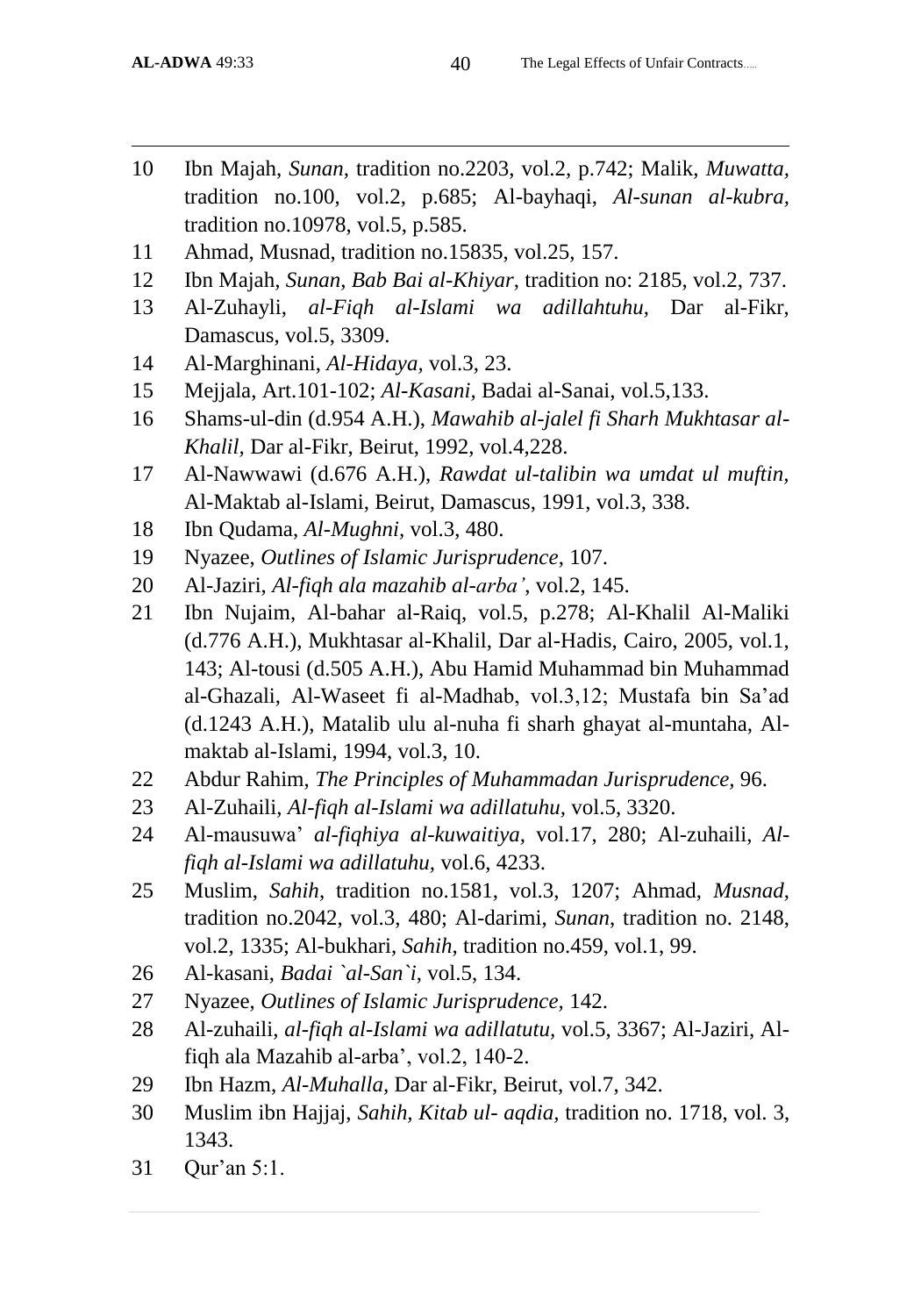10 Ibn Majah, *Sunan*, tradition no.2203, vol.2, p.742; Malik, *Muwatta*, tradition no.100, vol.2, p.685; Al-bayhaqi, *Al-sunan al-kubra*, tradition no.10978, vol.5, p.585.

11 Ahmad, Musnad, tradition no.15835, vol.25, 157.

12 Ibn Majah, *Sunan*, *Bab Bai al-Khiyar*, tradition no: 2185, vol.2, 737.

13 Al-Zuhayli, *al-Fiqh al-Islami wa adillahtuhu*, Dar al-Fikr, Damascus, vol.5, 3309.

14 Al-Marghinani, *Al-Hidaya*, vol.3, 23.

15 Mejjala, Art.101-102; *Al-Kasani*, Badai al-Sanai, vol.5,133.

16 Shams-ul-din (d.954 A.H.), *Mawahib al-jalel fi Sharh Mukhtasar al-Khalil*, Dar al-Fikr, Beirut, 1992, vol.4,228.

17 Al-Nawwawi (d.676 A.H.), *Rawdat ul-talibin wa umdat ul muftin*, Al-Maktab al-Islami, Beirut, Damascus, 1991, vol.3, 338.

18 Ibn Qudama, *Al-Mughni*, vol.3, 480.

19 Nyazee, *Outlines of Islamic Jurisprudence*, 107.

20 Al-Jaziri, *Al-fiqh ala mazahib al-arba'*, vol.2, 145.

21 Ibn Nujaim, Al-bahar al-Raiq, vol.5, p.278; Al-Khalil Al-Maliki (d.776 A.H.), Mukhtasar al-Khalil, Dar al-Hadis, Cairo, 2005, vol.1, 143; Al-tousi (d.505 A.H.), Abu Hamid Muhammad bin Muhammad al-Ghazali, Al-Waseet fi al-Madhab, vol.3,12; Mustafa bin Sa'ad (d.1243 A.H.), Matalib ulu al-nuha fi sharh ghayat al-muntaha, Al-maktab al-Islami, 1994, vol.3, 10.

22 Abdur Rahim, *The Principles of Muhammadan Jurisprudence*, 96.

23 Al-Zuhaili, *Al-fiqh al-Islami wa adillatuhu*, vol.5, 3320.

24 Al-mausuwa' *al-fiqhiya al-kuwaitiya*, vol.17, 280; Al-zuhaili, *Al-fiqh al-Islami wa adillatuhu*, vol.6, 4233.

25 Muslim, *Sahih*, tradition no.1581, vol.3, 1207; Ahmad, *Musnad*, tradition no.2042, vol.3, 480; Al-darimi, *Sunan*, tradition no. 2148, vol.2, 1335; Al-bukhari, *Sahih*, tradition no.459, vol.1, 99.

26 Al-kasani, *Badai `al-San`i*, vol.5, 134.

27 Nyazee, *Outlines of Islamic Jurisprudence*, 142.

28 Al-zuhaili, *al-fiqh al-Islami wa adillatutu*, vol.5, 3367; Al-Jaziri, Al-fiqh ala Mazahib al-arba', vol.2, 140-2.

29 Ibn Hazm, *Al-Muhalla*, Dar al-Fikr, Beirut, vol.7, 342.

30 Muslim ibn Hajjaj, *Sahih*, *Kitab ul- aqdia*, tradition no. 1718, vol. 3, 1343.

31 Qur'an 5:1.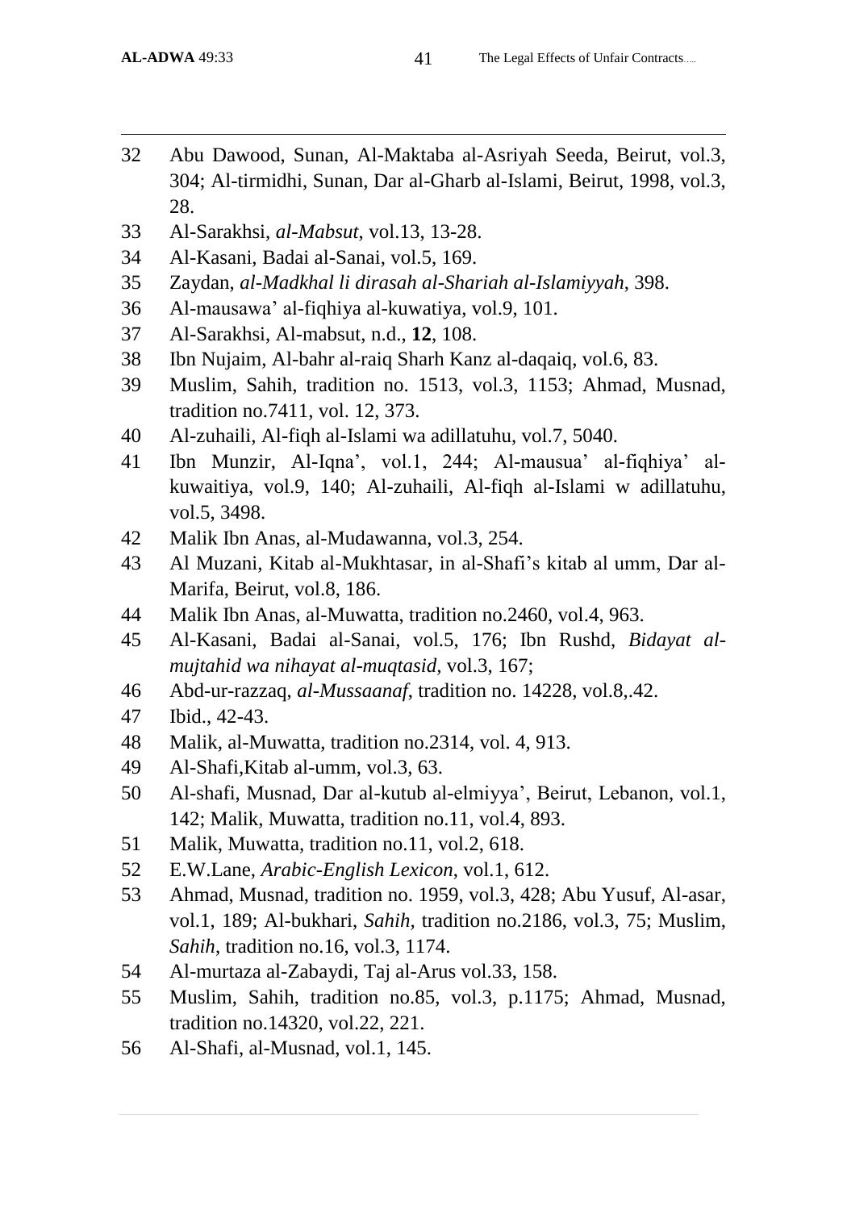32 Abu Dawood, Sunan, Al-Maktaba al-Asriyah Seeda, Beirut, vol.3, 304; Al-tirmidhi, Sunan, Dar al-Gharb al-Islami, Beirut, 1998, vol.3, 28.

33 Al-Sarakhsi, *al-Mabsut*, vol.13, 13-28.

34 Al-Kasani, Badai al-Sanai, vol.5, 169.

35 Zaydan, *al-Madkhal li dirasah al-Shariah al-Islamiyyah*, 398.

36 Al-mausawa' al-fiqhiya al-kuwatiya, vol.9, 101.

37 Al-Sarakhsi, Al-mabsut, n.d., **12**, 108.

38 Ibn Nujaim, Al-bahr al-raiq Sharh Kanz al-daqaiq, vol.6, 83.

39 Muslim, Sahih, tradition no. 1513, vol.3, 1153; Ahmad, Musnad, tradition no.7411, vol. 12, 373.

40 Al-zuhaili, Al-fiqh al-Islami wa adillatuhu, vol.7, 5040.

41 Ibn Munzir, Al-Iqna', vol.1, 244; Al-mausua' al-fiqhiya' al-kuwaitiya, vol.9, 140; Al-zuhaili, Al-fiqh al-Islami w adillatuhu, vol.5, 3498.

42 Malik Ibn Anas, al-Mudawanna, vol.3, 254.

43 Al Muzani, Kitab al-Mukhtasar, in al-Shafi's kitab al umm, Dar al-Marifa, Beirut, vol.8, 186.

44 Malik Ibn Anas, al-Muwatta, tradition no.2460, vol.4, 963.

45 Al-Kasani, Badai al-Sanai, vol.5, 176; Ibn Rushd, *Bidayat al-mujtahid wa nihayat al-muqtasid*, vol.3, 167;

46 Abd-ur-razzaq, *al-Mussaanaf*, tradition no. 14228, vol.8,.42.

47 Ibid., 42-43.

48 Malik, al-Muwatta, tradition no.2314, vol. 4, 913.

49 Al-Shafi,Kitab al-umm, vol.3, 63.

50 Al-shafi, Musnad, Dar al-kutub al-elmiyya', Beirut, Lebanon, vol.1, 142; Malik, Muwatta, tradition no.11, vol.4, 893.

51 Malik, Muwatta, tradition no.11, vol.2, 618.

52 E.W.Lane, *Arabic-English Lexicon*, vol.1, 612.

53 Ahmad, Musnad, tradition no. 1959, vol.3, 428; Abu Yusuf, Al-asar, vol.1, 189; Al-bukhari, *Sahih,* tradition no.2186, vol.3, 75; Muslim, *Sahih*, tradition no.16, vol.3, 1174.

54 Al-murtaza al-Zabaydi, Taj al-Arus vol.33, 158.

55 Muslim, Sahih, tradition no.85, vol.3, p.1175; Ahmad, Musnad, tradition no.14320, vol.22, 221.

56 Al-Shafi, al-Musnad, vol.1, 145.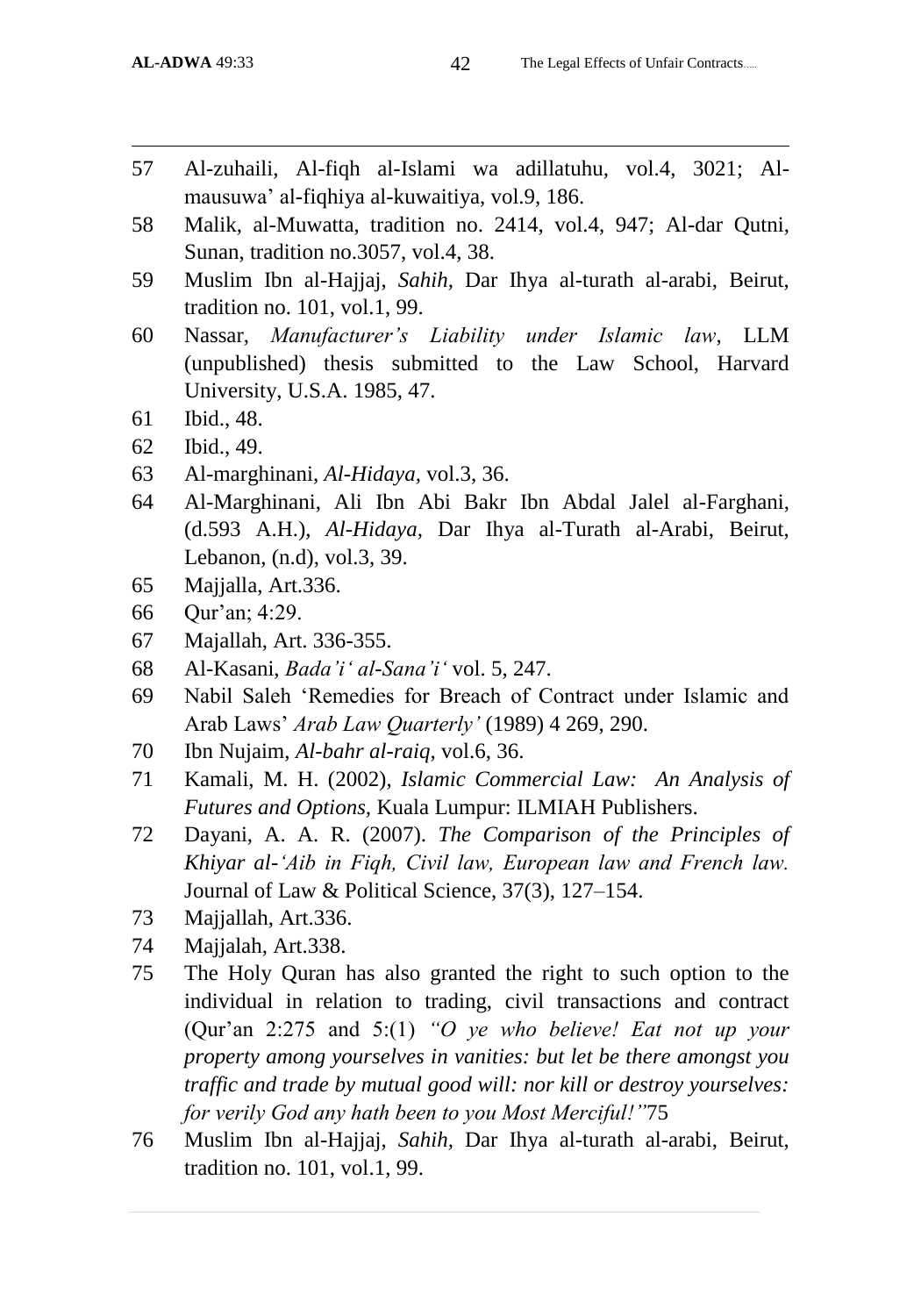57 Al-zuhaili, Al-fiqh al-Islami wa adillatuhu, vol.4, 3021; Al-mausuwa' al-fiqhiya al-kuwaitiya, vol.9, 186.

58 Malik, al-Muwatta, tradition no. 2414, vol.4, 947; Al-dar Qutni, Sunan, tradition no.3057, vol.4, 38.

59 Muslim Ibn al-Hajjaj, *Sahih,* Dar Ihya al-turath al-arabi, Beirut, tradition no. 101, vol.1, 99.

60 Nassar, *Manufacturer's Liability under Islamic law*, LLM (unpublished) thesis submitted to the Law School, Harvard University, U.S.A. 1985, 47.

61 Ibid., 48.

62 Ibid., 49.

63 Al-marghinani, *Al-Hidaya,* vol.3, 36.

64 Al-Marghinani, Ali Ibn Abi Bakr Ibn Abdal Jalel al-Farghani, (d.593 A.H.), *Al-Hidaya,* Dar Ihya al-Turath al-Arabi, Beirut, Lebanon, (n.d), vol.3, 39.

65 Majjalla, Art.336.

66 Qur'an; 4:29.

67 Majallah, Art. 336-355.

68 Al-Kasani, *Bada'i' al-Sana'i'* vol. 5, 247.

69 Nabil Saleh 'Remedies for Breach of Contract under Islamic and Arab Laws' *Arab Law Quarterly'* (1989) 4 269, 290.

70 Ibn Nujaim, *Al-bahr al-raiq,* vol.6, 36.

71 Kamali, M. H. (2002), *Islamic Commercial Law: An Analysis of Futures and Options,* Kuala Lumpur: ILMIAH Publishers.

72 Dayani, A. A. R. (2007). *The Comparison of the Principles of Khiyar al-'Aib in Fiqh, Civil law, European law and French law.* Journal of Law & Political Science, 37(3), 127–154.

73 Majjallah, Art.336.

74 Majjalah, Art.338.

75 The Holy Quran has also granted the right to such option to the individual in relation to trading, civil transactions and contract (Qur'an 2:275 and 5:(1) *"O ye who believe! Eat not up your property among yourselves in vanities: but let be there amongst you traffic and trade by mutual good will: nor kill or destroy yourselves: for verily God any hath been to you Most Merciful!"*75

76 Muslim Ibn al-Hajjaj, *Sahih,* Dar Ihya al-turath al-arabi, Beirut, tradition no. 101, vol.1, 99.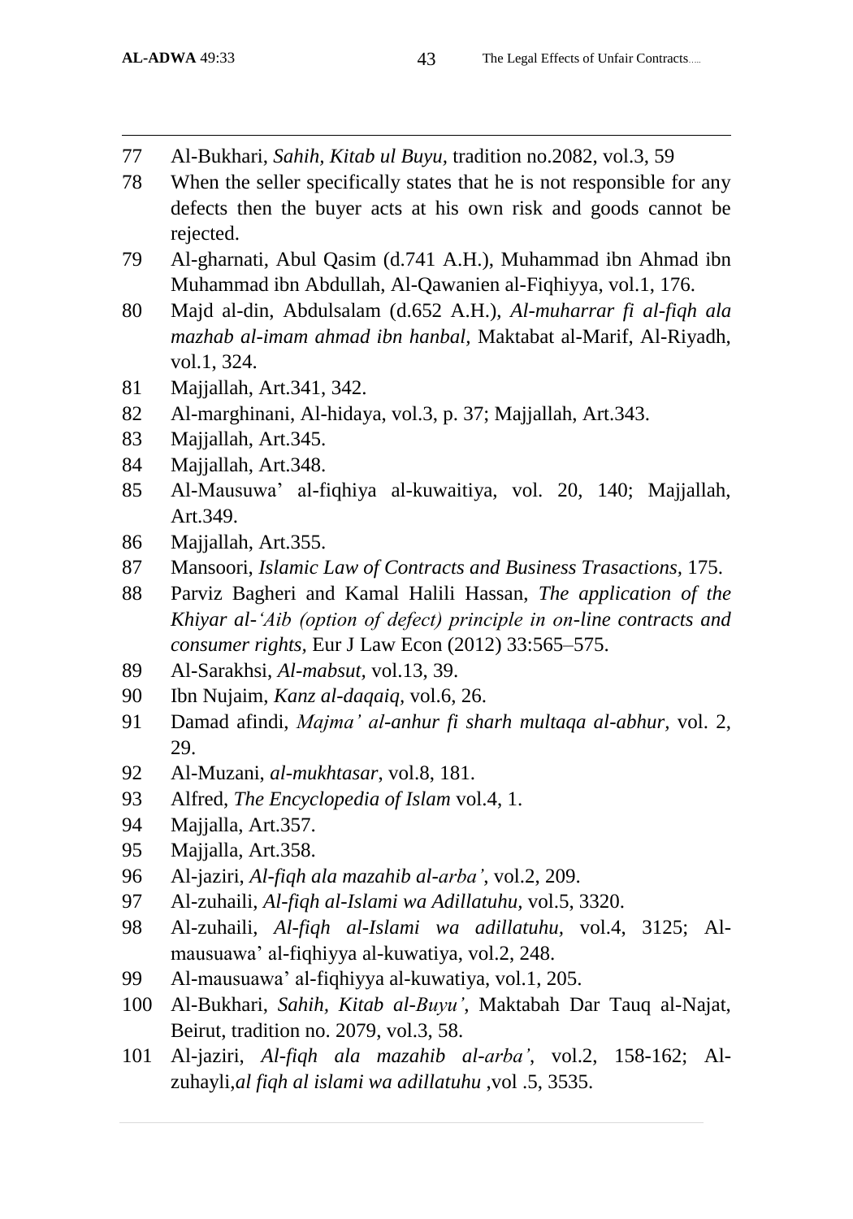77 Al-Bukhari, *Sahih, Kitab ul Buyu,* tradition no.2082, vol.3, 59

78 When the seller specifically states that he is not responsible for any defects then the buyer acts at his own risk and goods cannot be rejected.

79 Al-gharnati, Abul Qasim (d.741 A.H.), Muhammad ibn Ahmad ibn Muhammad ibn Abdullah, Al-Qawanien al-Fiqhiyya, vol.1, 176.

80 Majd al-din, Abdulsalam (d.652 A.H.), *Al-muharrar fi al-fiqh ala mazhab al-imam ahmad ibn hanbal,* Maktabat al-Marif, Al-Riyadh, vol.1, 324.

81 Majjallah, Art.341, 342.

82 Al-marghinani, Al-hidaya, vol.3, p. 37; Majjallah, Art.343.

83 Majjallah, Art.345.

84 Majjallah, Art.348.

85 Al-Mausuwa' al-fiqhiya al-kuwaitiya, vol. 20, 140; Majjallah, Art.349.

86 Majjallah, Art.355.

87 Mansoori, *Islamic Law of Contracts and Business Trasactions,* 175.

88 Parviz Bagheri and Kamal Halili Hassan, *The application of the Khiyar al-'Aib (option of defect) principle in on-line contracts and consumer rights,* Eur J Law Econ (2012) 33:565–575.

89 Al-Sarakhsi, *Al-mabsut,* vol.13, 39.

90 Ibn Nujaim, *Kanz al-daqaiq*, vol.6, 26.

91 Damad afindi, *Majma' al-anhur fi sharh multaqa al-abhur,* vol. 2, 29.

92 Al-Muzani, *al-mukhtasar*, vol.8, 181.

93 Alfred, *The Encyclopedia of Islam* vol.4, 1.

94 Majjalla, Art.357.

95 Majjalla, Art.358.

96 Al-jaziri, *Al-fiqh ala mazahib al-arba'*, vol.2, 209.

97 Al-zuhaili, *Al-fiqh al-Islami wa Adillatuhu,* vol.5, 3320.

98 Al-zuhaili, *Al-fiqh al-Islami wa adillatuhu,* vol.4, 3125; Al-mausuawa' al-fiqhiyya al-kuwatiya, vol.2, 248.

99 Al-mausuawa' al-fiqhiyya al-kuwatiya, vol.1, 205.

100 Al-Bukhari, *Sahih, Kitab al-Buyu'*, Maktabah Dar Tauq al-Najat, Beirut, tradition no. 2079, vol.3, 58.

101 Al-jaziri, *Al-fiqh ala mazahib al-arba'*, vol.2, 158-162; Al-zuhayli,*al fiqh al islami wa adillatuhu* ,vol .5, 3535.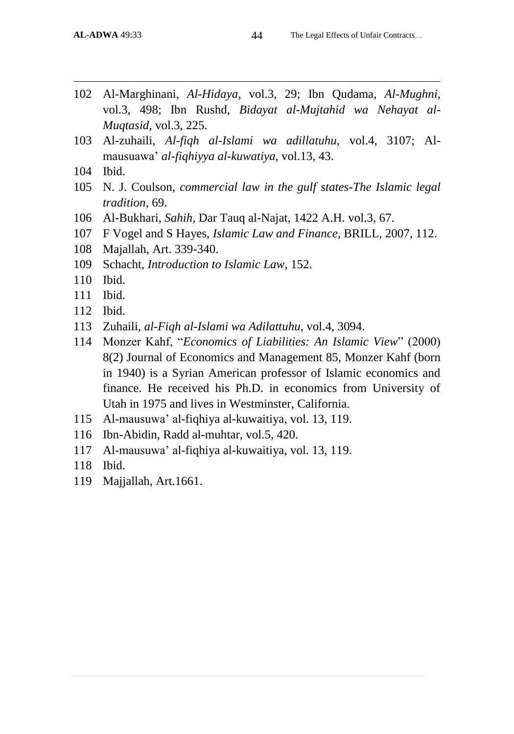102 Al-Marghinani, *Al-Hidaya,* vol.3, 29; Ibn Qudama, *Al-Mughni*, vol.3, 498; Ibn Rushd, *Bidayat al-Mujtahid wa Nehayat al-Muqtasid*, vol.3, 225.

103 Al-zuhaili, *Al-fiqh al-Islami wa adillatuhu,* vol.4, 3107; Al-mausuawa' *al-fiqhiyya al-kuwatiya*, vol.13, 43.

104 Ibid.

105 N. J. Coulson, *commercial law in the gulf states-The Islamic legal tradition*, 69.

106 Al-Bukhari, *Sahih,* Dar Tauq al-Najat, 1422 A.H. vol.3, 67.

107 F Vogel and S Hayes, *Islamic Law and Finance,* BRILL, 2007, 112.

108 Majallah, Art. 339-340.

109 Schacht, *Introduction to Islamic Law,* 152.

110 Ibid.

111 Ibid.

112 Ibid.

113 Zuhaili, *al-Fiqh al-Islami wa Adilattuhu*, vol.4, 3094.

114 Monzer Kahf, "*Economics of Liabilities: An Islamic View*" (2000) 8(2) Journal of Economics and Management 85, Monzer Kahf (born in 1940) is a Syrian American professor of Islamic economics and finance. He received his Ph.D. in economics from University of Utah in 1975 and lives in Westminster, California.

115 Al-mausuwa' al-fiqhiya al-kuwaitiya, vol. 13, 119.

116 Ibn-Abidin, Radd al-muhtar, vol.5, 420.

117 Al-mausuwa' al-fiqhiya al-kuwaitiya, vol. 13, 119.

118 Ibid.

119 Majjallah, Art.1661.